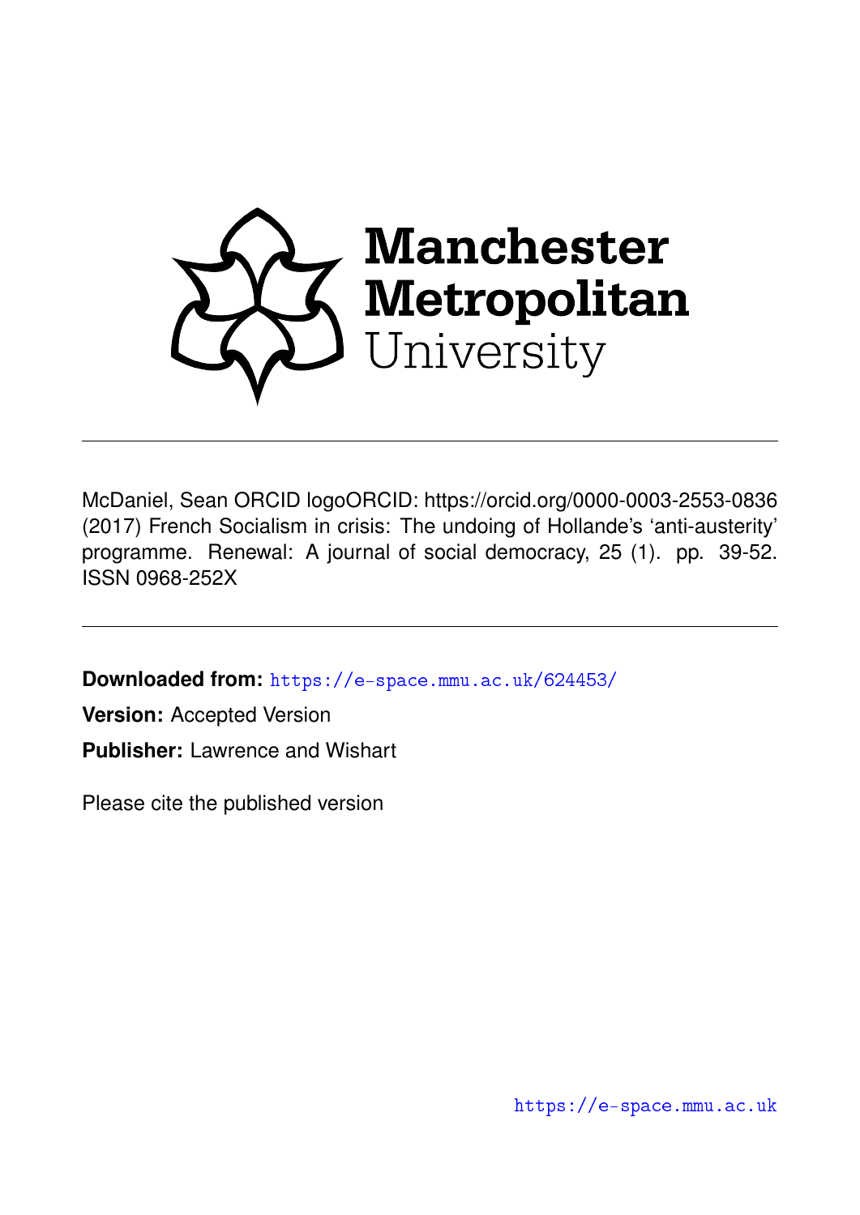Manchester Metropolitan University

McDaniel, Sean ORCID logoORCID: https://orcid.org/0000-0003-2553-0836 (2017) French Socialism in crisis: The undoing of Hollande's 'anti-austerity' programme. Renewal: A journal of social democracy, 25 (1). pp. 39-52. ISSN 0968-252X

**Downloaded from:** https://e-space.mmu.ac.uk/624453/

**Version:** Accepted Version

**Publisher:** Lawrence and Wishart

Please cite the published version

https://e-space.mmu.ac.uk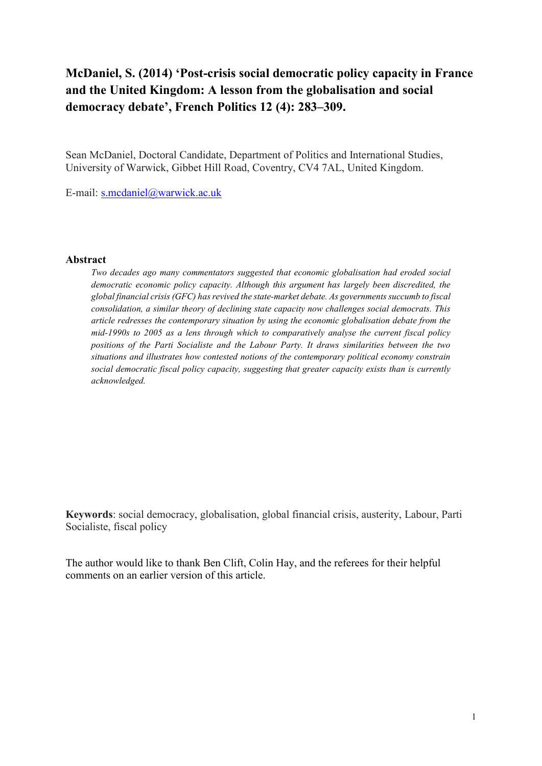**McDaniel, S. (2014) 'Post-crisis social democratic policy capacity in France and the United Kingdom: A lesson from the globalisation and social democracy debate', French Politics 12 (4): 283–309.**

Sean McDaniel, Doctoral Candidate, Department of Politics and International Studies, University of Warwick, Gibbet Hill Road, Coventry, CV4 7AL, United Kingdom.

E-mail: s.mcdaniel@warwick.ac.uk

**Abstract**

*Two decades ago many commentators suggested that economic globalisation had eroded social democratic economic policy capacity. Although this argument has largely been discredited, the global financial crisis (GFC) has revived the state-market debate. As governments succumb to fiscal consolidation, a similar theory of declining state capacity now challenges social democrats. This article redresses the contemporary situation by using the economic globalisation debate from the mid-1990s to 2005 as a lens through which to comparatively analyse the current fiscal policy positions of the Parti Socialiste and the Labour Party. It draws similarities between the two situations and illustrates how contested notions of the contemporary political economy constrain social democratic fiscal policy capacity, suggesting that greater capacity exists than is currently acknowledged.*

**Keywords**: social democracy, globalisation, global financial crisis, austerity, Labour, Parti Socialiste, fiscal policy

The author would like to thank Ben Clift, Colin Hay, and the referees for their helpful comments on an earlier version of this article.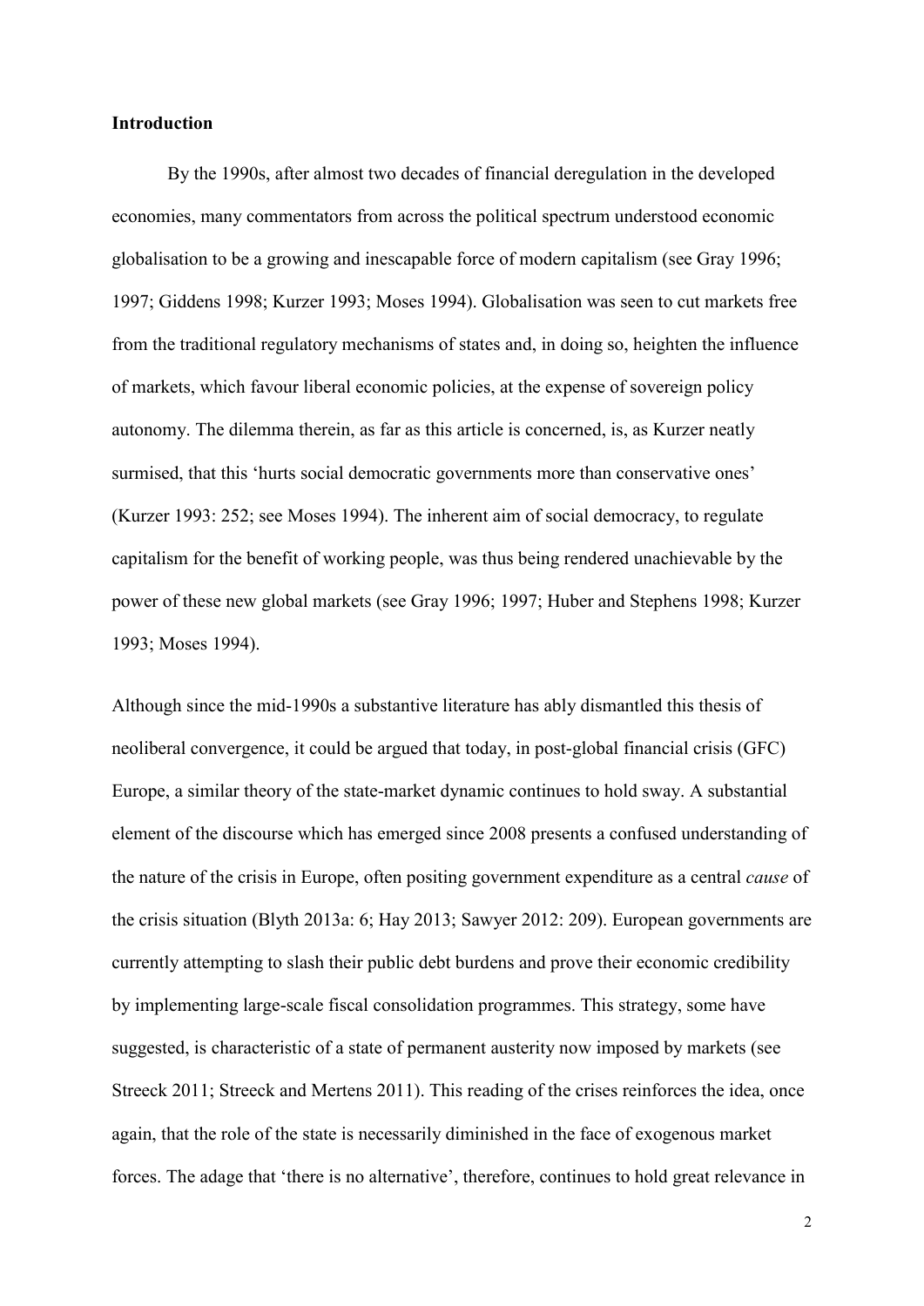**Introduction**

By the 1990s, after almost two decades of financial deregulation in the developed economies, many commentators from across the political spectrum understood economic globalisation to be a growing and inescapable force of modern capitalism (see Gray 1996; 1997; Giddens 1998; Kurzer 1993; Moses 1994). Globalisation was seen to cut markets free from the traditional regulatory mechanisms of states and, in doing so, heighten the influence of markets, which favour liberal economic policies, at the expense of sovereign policy autonomy. The dilemma therein, as far as this article is concerned, is, as Kurzer neatly surmised, that this 'hurts social democratic governments more than conservative ones' (Kurzer 1993: 252; see Moses 1994). The inherent aim of social democracy, to regulate capitalism for the benefit of working people, was thus being rendered unachievable by the power of these new global markets (see Gray 1996; 1997; Huber and Stephens 1998; Kurzer 1993; Moses 1994).

Although since the mid-1990s a substantive literature has ably dismantled this thesis of neoliberal convergence, it could be argued that today, in post-global financial crisis (GFC) Europe, a similar theory of the state-market dynamic continues to hold sway. A substantial element of the discourse which has emerged since 2008 presents a confused understanding of the nature of the crisis in Europe, often positing government expenditure as a central *cause* of the crisis situation (Blyth 2013a: 6; Hay 2013; Sawyer 2012: 209). European governments are currently attempting to slash their public debt burdens and prove their economic credibility by implementing large-scale fiscal consolidation programmes. This strategy, some have suggested, is characteristic of a state of permanent austerity now imposed by markets (see Streeck 2011; Streeck and Mertens 2011). This reading of the crises reinforces the idea, once again, that the role of the state is necessarily diminished in the face of exogenous market forces. The adage that 'there is no alternative', therefore, continues to hold great relevance in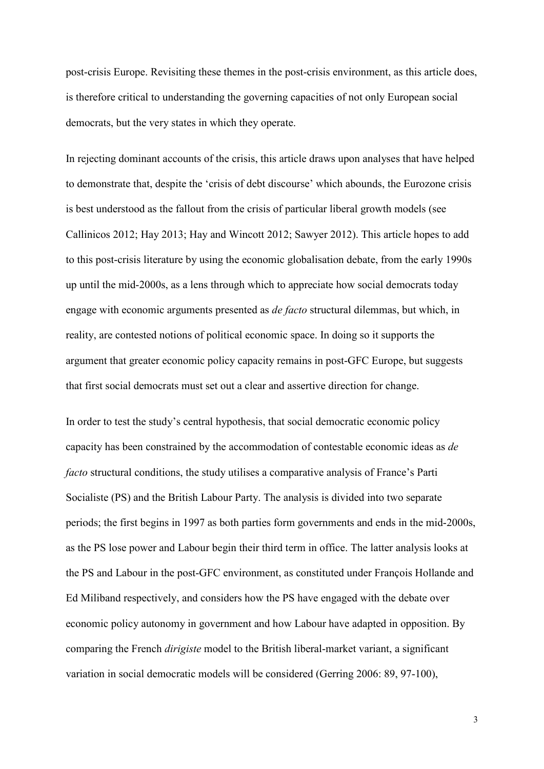post-crisis Europe. Revisiting these themes in the post-crisis environment, as this article does, is therefore critical to understanding the governing capacities of not only European social democrats, but the very states in which they operate.

In rejecting dominant accounts of the crisis, this article draws upon analyses that have helped to demonstrate that, despite the 'crisis of debt discourse' which abounds, the Eurozone crisis is best understood as the fallout from the crisis of particular liberal growth models (see Callinicos 2012; Hay 2013; Hay and Wincott 2012; Sawyer 2012). This article hopes to add to this post-crisis literature by using the economic globalisation debate, from the early 1990s up until the mid-2000s, as a lens through which to appreciate how social democrats today engage with economic arguments presented as *de facto* structural dilemmas, but which, in reality, are contested notions of political economic space. In doing so it supports the argument that greater economic policy capacity remains in post-GFC Europe, but suggests that first social democrats must set out a clear and assertive direction for change.

In order to test the study's central hypothesis, that social democratic economic policy capacity has been constrained by the accommodation of contestable economic ideas as *de facto* structural conditions, the study utilises a comparative analysis of France's Parti Socialiste (PS) and the British Labour Party. The analysis is divided into two separate periods; the first begins in 1997 as both parties form governments and ends in the mid-2000s, as the PS lose power and Labour begin their third term in office. The latter analysis looks at the PS and Labour in the post-GFC environment, as constituted under François Hollande and Ed Miliband respectively, and considers how the PS have engaged with the debate over economic policy autonomy in government and how Labour have adapted in opposition. By comparing the French *dirigiste* model to the British liberal-market variant, a significant variation in social democratic models will be considered (Gerring 2006: 89, 97-100),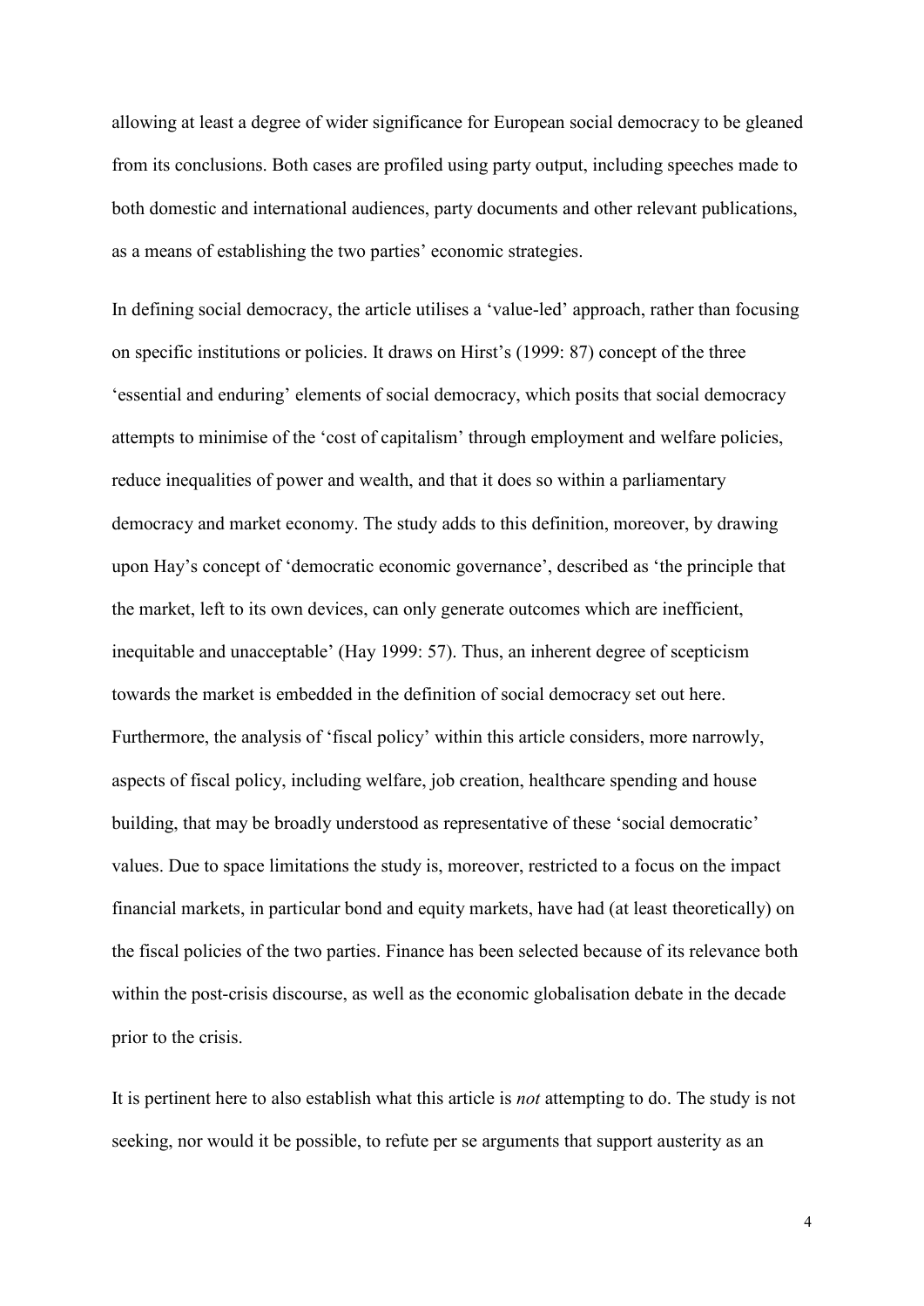allowing at least a degree of wider significance for European social democracy to be gleaned from its conclusions. Both cases are profiled using party output, including speeches made to both domestic and international audiences, party documents and other relevant publications, as a means of establishing the two parties' economic strategies.

In defining social democracy, the article utilises a 'value-led' approach, rather than focusing on specific institutions or policies. It draws on Hirst's (1999: 87) concept of the three 'essential and enduring' elements of social democracy, which posits that social democracy attempts to minimise of the 'cost of capitalism' through employment and welfare policies, reduce inequalities of power and wealth, and that it does so within a parliamentary democracy and market economy. The study adds to this definition, moreover, by drawing upon Hay's concept of 'democratic economic governance', described as 'the principle that the market, left to its own devices, can only generate outcomes which are inefficient, inequitable and unacceptable' (Hay 1999: 57). Thus, an inherent degree of scepticism towards the market is embedded in the definition of social democracy set out here. Furthermore, the analysis of 'fiscal policy' within this article considers, more narrowly, aspects of fiscal policy, including welfare, job creation, healthcare spending and house building, that may be broadly understood as representative of these 'social democratic' values. Due to space limitations the study is, moreover, restricted to a focus on the impact financial markets, in particular bond and equity markets, have had (at least theoretically) on the fiscal policies of the two parties. Finance has been selected because of its relevance both within the post-crisis discourse, as well as the economic globalisation debate in the decade prior to the crisis.

It is pertinent here to also establish what this article is *not* attempting to do. The study is not seeking, nor would it be possible, to refute per se arguments that support austerity as an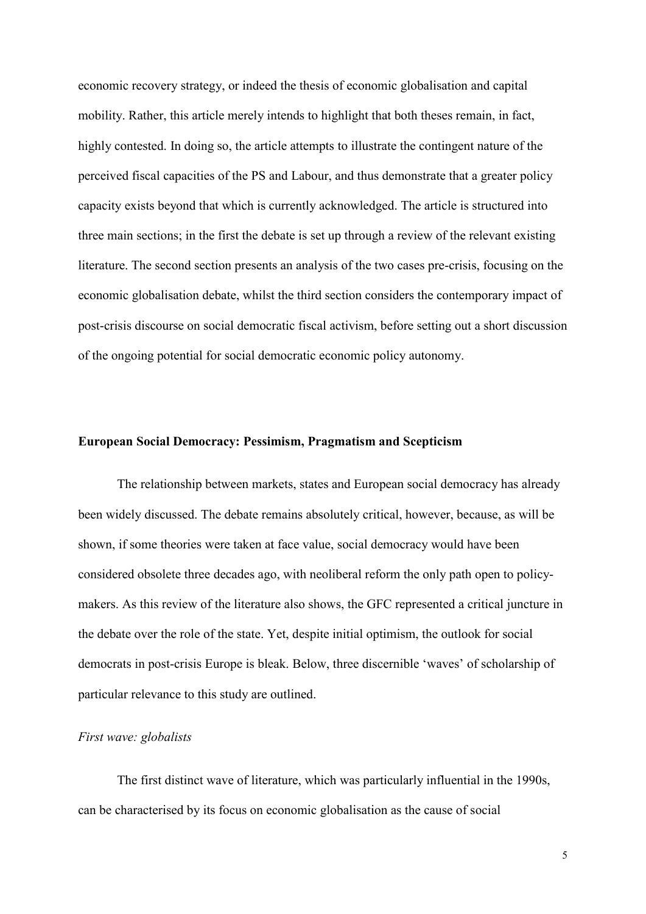economic recovery strategy, or indeed the thesis of economic globalisation and capital mobility. Rather, this article merely intends to highlight that both theses remain, in fact, highly contested. In doing so, the article attempts to illustrate the contingent nature of the perceived fiscal capacities of the PS and Labour, and thus demonstrate that a greater policy capacity exists beyond that which is currently acknowledged. The article is structured into three main sections; in the first the debate is set up through a review of the relevant existing literature. The second section presents an analysis of the two cases pre-crisis, focusing on the economic globalisation debate, whilst the third section considers the contemporary impact of post-crisis discourse on social democratic fiscal activism, before setting out a short discussion of the ongoing potential for social democratic economic policy autonomy.

## European Social Democracy: Pessimism, Pragmatism and Scepticism

The relationship between markets, states and European social democracy has already been widely discussed. The debate remains absolutely critical, however, because, as will be shown, if some theories were taken at face value, social democracy would have been considered obsolete three decades ago, with neoliberal reform the only path open to policy-makers. As this review of the literature also shows, the GFC represented a critical juncture in the debate over the role of the state. Yet, despite initial optimism, the outlook for social democrats in post-crisis Europe is bleak. Below, three discernible 'waves' of scholarship of particular relevance to this study are outlined.

### *First wave: globalists*

The first distinct wave of literature, which was particularly influential in the 1990s, can be characterised by its focus on economic globalisation as the cause of social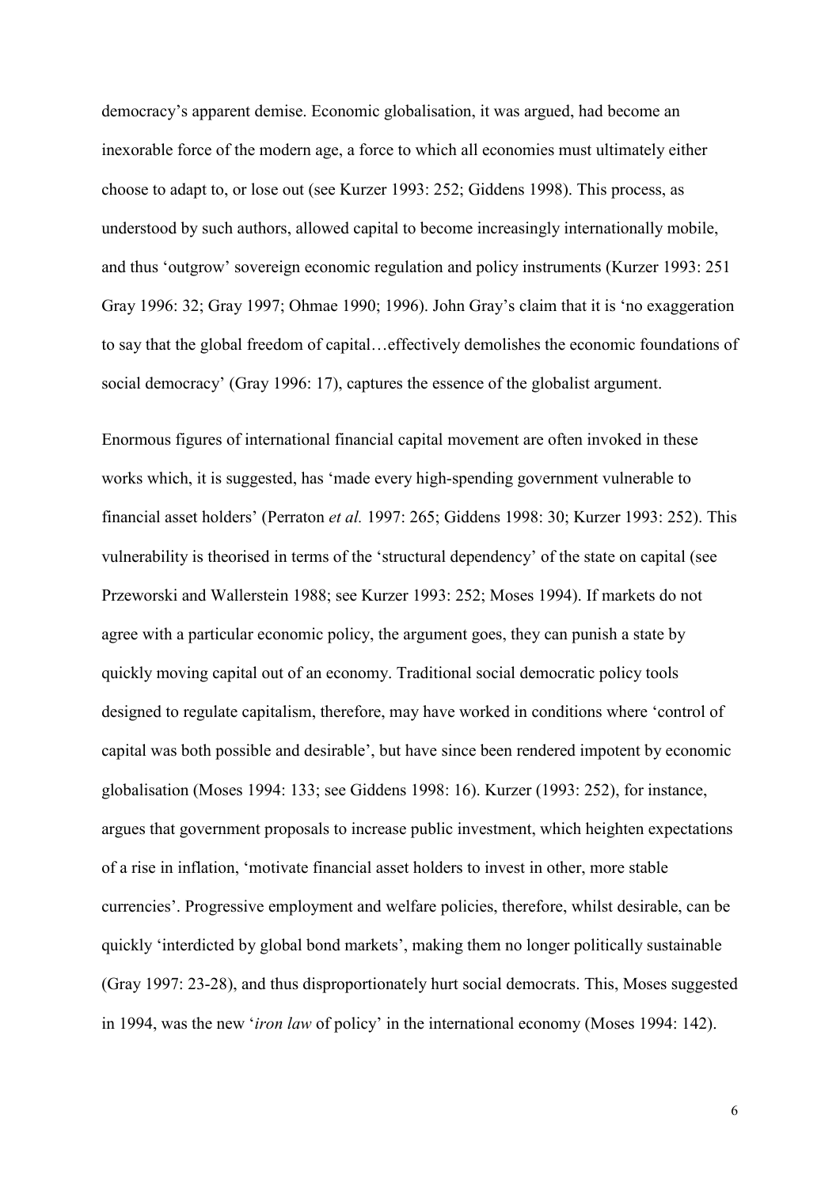democracy's apparent demise. Economic globalisation, it was argued, had become an inexorable force of the modern age, a force to which all economies must ultimately either choose to adapt to, or lose out (see Kurzer 1993: 252; Giddens 1998). This process, as understood by such authors, allowed capital to become increasingly internationally mobile, and thus 'outgrow' sovereign economic regulation and policy instruments (Kurzer 1993: 251 Gray 1996: 32; Gray 1997; Ohmae 1990; 1996). John Gray's claim that it is 'no exaggeration to say that the global freedom of capital…effectively demolishes the economic foundations of social democracy' (Gray 1996: 17), captures the essence of the globalist argument.

Enormous figures of international financial capital movement are often invoked in these works which, it is suggested, has 'made every high-spending government vulnerable to financial asset holders' (Perraton *et al.* 1997: 265; Giddens 1998: 30; Kurzer 1993: 252). This vulnerability is theorised in terms of the 'structural dependency' of the state on capital (see Przeworski and Wallerstein 1988; see Kurzer 1993: 252; Moses 1994). If markets do not agree with a particular economic policy, the argument goes, they can punish a state by quickly moving capital out of an economy. Traditional social democratic policy tools designed to regulate capitalism, therefore, may have worked in conditions where 'control of capital was both possible and desirable', but have since been rendered impotent by economic globalisation (Moses 1994: 133; see Giddens 1998: 16). Kurzer (1993: 252), for instance, argues that government proposals to increase public investment, which heighten expectations of a rise in inflation, 'motivate financial asset holders to invest in other, more stable currencies'. Progressive employment and welfare policies, therefore, whilst desirable, can be quickly 'interdicted by global bond markets', making them no longer politically sustainable (Gray 1997: 23-28), and thus disproportionately hurt social democrats. This, Moses suggested in 1994, was the new '*iron law* of policy' in the international economy (Moses 1994: 142).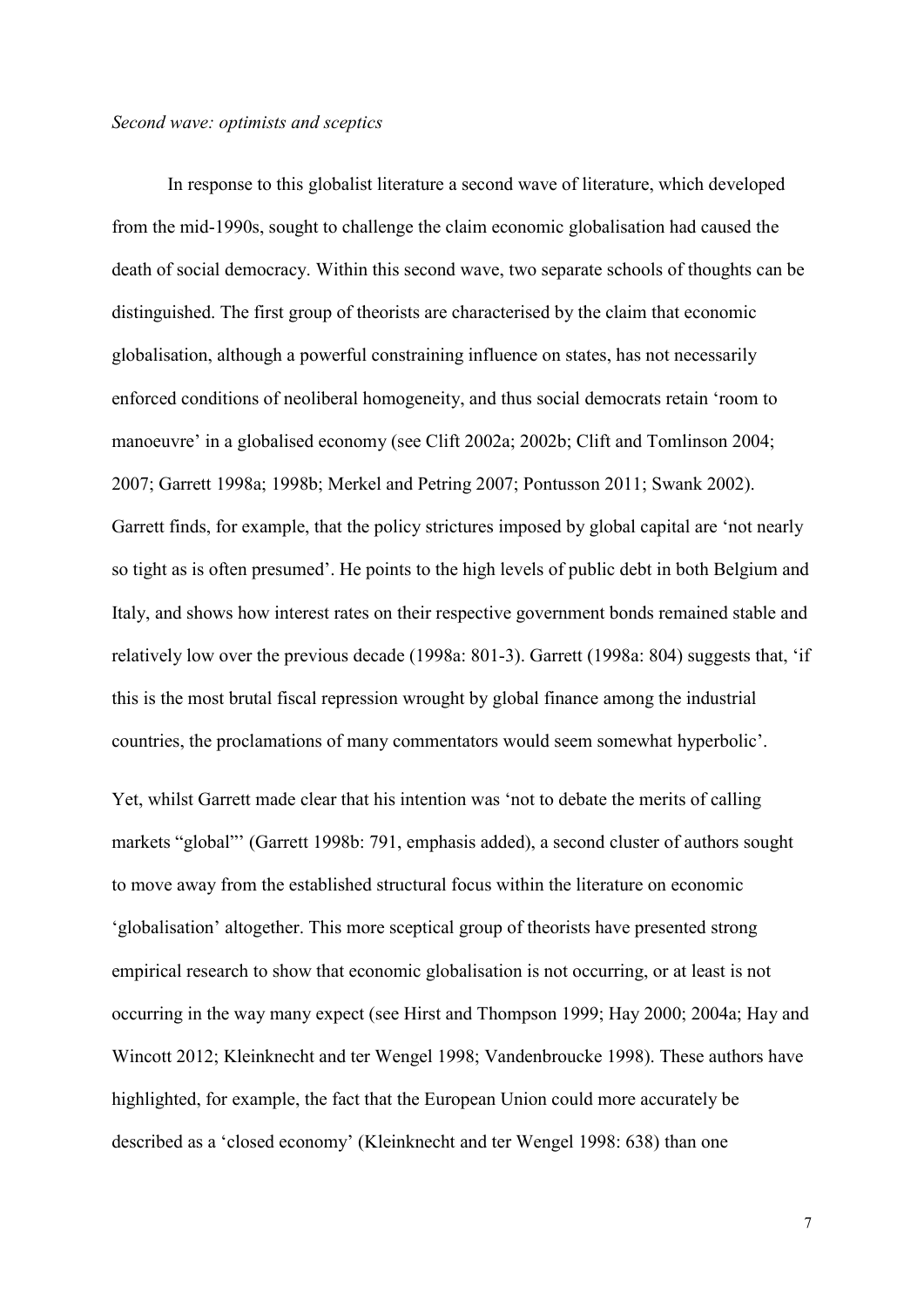*Second wave: optimists and sceptics*

In response to this globalist literature a second wave of literature, which developed from the mid-1990s, sought to challenge the claim economic globalisation had caused the death of social democracy. Within this second wave, two separate schools of thoughts can be distinguished. The first group of theorists are characterised by the claim that economic globalisation, although a powerful constraining influence on states, has not necessarily enforced conditions of neoliberal homogeneity, and thus social democrats retain 'room to manoeuvre' in a globalised economy (see Clift 2002a; 2002b; Clift and Tomlinson 2004; 2007; Garrett 1998a; 1998b; Merkel and Petring 2007; Pontusson 2011; Swank 2002). Garrett finds, for example, that the policy strictures imposed by global capital are 'not nearly so tight as is often presumed'. He points to the high levels of public debt in both Belgium and Italy, and shows how interest rates on their respective government bonds remained stable and relatively low over the previous decade (1998a: 801-3). Garrett (1998a: 804) suggests that, 'if this is the most brutal fiscal repression wrought by global finance among the industrial countries, the proclamations of many commentators would seem somewhat hyperbolic'.

Yet, whilst Garrett made clear that his intention was 'not to debate the merits of calling markets "global"' (Garrett 1998b: 791, emphasis added), a second cluster of authors sought to move away from the established structural focus within the literature on economic 'globalisation' altogether. This more sceptical group of theorists have presented strong empirical research to show that economic globalisation is not occurring, or at least is not occurring in the way many expect (see Hirst and Thompson 1999; Hay 2000; 2004a; Hay and Wincott 2012; Kleinknecht and ter Wengel 1998; Vandenbroucke 1998). These authors have highlighted, for example, the fact that the European Union could more accurately be described as a 'closed economy' (Kleinknecht and ter Wengel 1998: 638) than one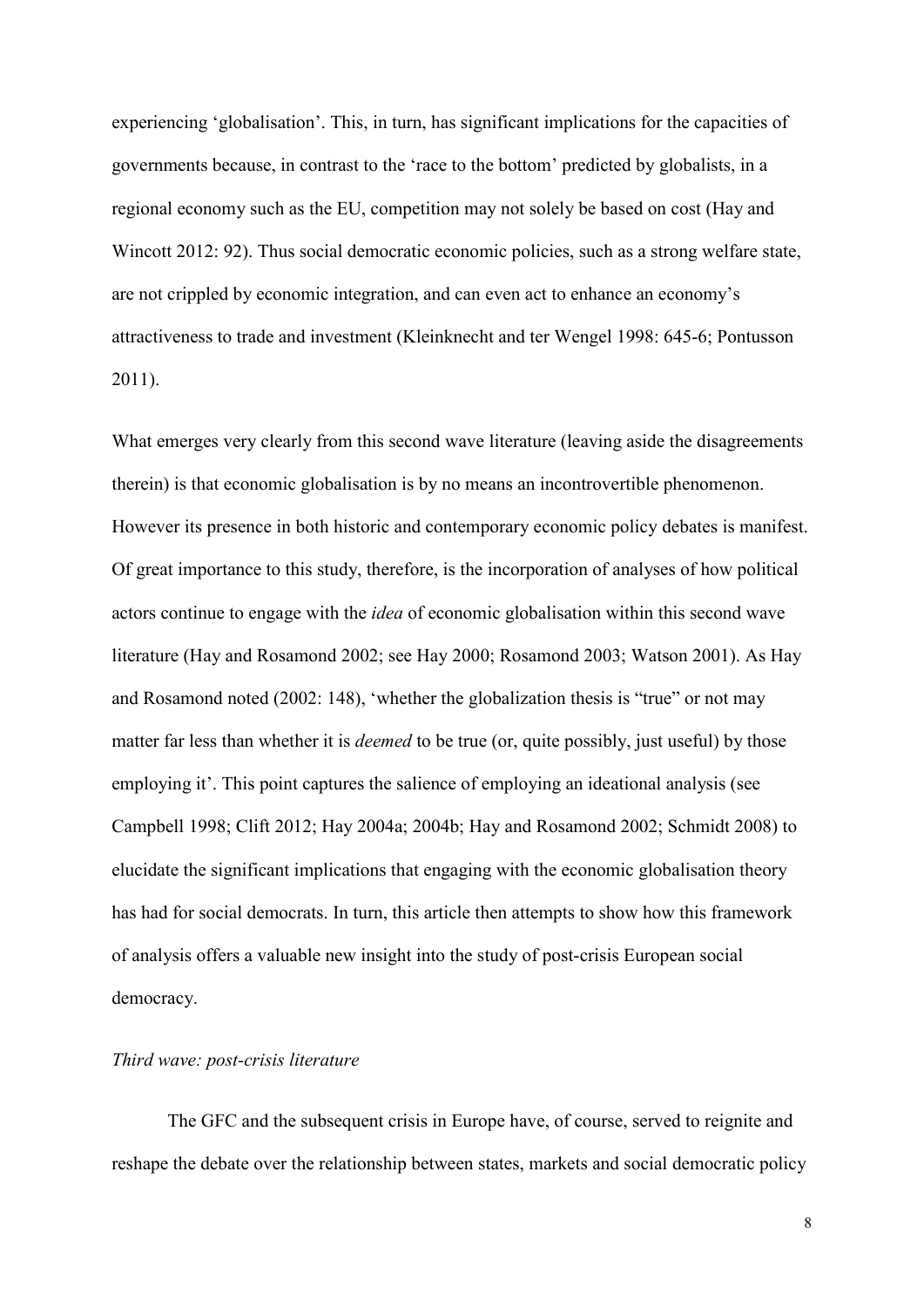experiencing 'globalisation'. This, in turn, has significant implications for the capacities of governments because, in contrast to the 'race to the bottom' predicted by globalists, in a regional economy such as the EU, competition may not solely be based on cost (Hay and Wincott 2012: 92). Thus social democratic economic policies, such as a strong welfare state, are not crippled by economic integration, and can even act to enhance an economy's attractiveness to trade and investment (Kleinknecht and ter Wengel 1998: 645-6; Pontusson 2011).

What emerges very clearly from this second wave literature (leaving aside the disagreements therein) is that economic globalisation is by no means an incontrovertible phenomenon. However its presence in both historic and contemporary economic policy debates is manifest. Of great importance to this study, therefore, is the incorporation of analyses of how political actors continue to engage with the *idea* of economic globalisation within this second wave literature (Hay and Rosamond 2002; see Hay 2000; Rosamond 2003; Watson 2001). As Hay and Rosamond noted (2002: 148), 'whether the globalization thesis is "true" or not may matter far less than whether it is *deemed* to be true (or, quite possibly, just useful) by those employing it'. This point captures the salience of employing an ideational analysis (see Campbell 1998; Clift 2012; Hay 2004a; 2004b; Hay and Rosamond 2002; Schmidt 2008) to elucidate the significant implications that engaging with the economic globalisation theory has had for social democrats. In turn, this article then attempts to show how this framework of analysis offers a valuable new insight into the study of post-crisis European social democracy.

### *Third wave: post-crisis literature*

The GFC and the subsequent crisis in Europe have, of course, served to reignite and reshape the debate over the relationship between states, markets and social democratic policy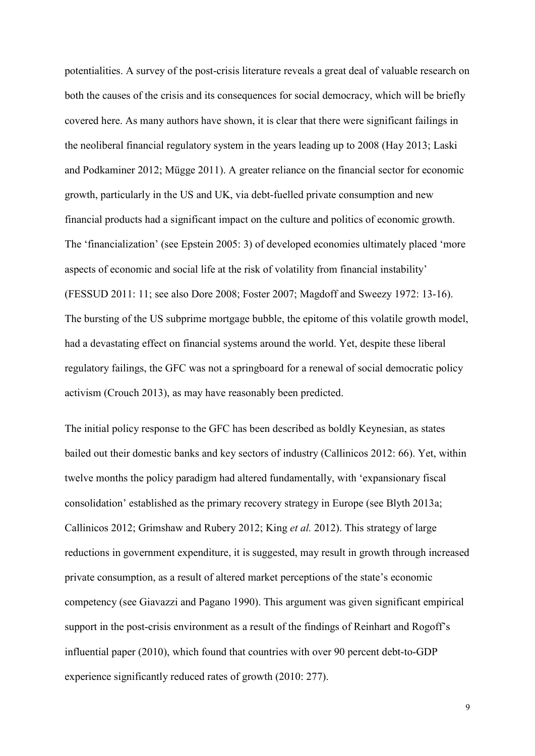potentialities. A survey of the post-crisis literature reveals a great deal of valuable research on both the causes of the crisis and its consequences for social democracy, which will be briefly covered here. As many authors have shown, it is clear that there were significant failings in the neoliberal financial regulatory system in the years leading up to 2008 (Hay 2013; Laski and Podkaminer 2012; Mügge 2011). A greater reliance on the financial sector for economic growth, particularly in the US and UK, via debt-fuelled private consumption and new financial products had a significant impact on the culture and politics of economic growth. The 'financialization' (see Epstein 2005: 3) of developed economies ultimately placed 'more aspects of economic and social life at the risk of volatility from financial instability' (FESSUD 2011: 11; see also Dore 2008; Foster 2007; Magdoff and Sweezy 1972: 13-16). The bursting of the US subprime mortgage bubble, the epitome of this volatile growth model, had a devastating effect on financial systems around the world. Yet, despite these liberal regulatory failings, the GFC was not a springboard for a renewal of social democratic policy activism (Crouch 2013), as may have reasonably been predicted.

The initial policy response to the GFC has been described as boldly Keynesian, as states bailed out their domestic banks and key sectors of industry (Callinicos 2012: 66). Yet, within twelve months the policy paradigm had altered fundamentally, with 'expansionary fiscal consolidation' established as the primary recovery strategy in Europe (see Blyth 2013a; Callinicos 2012; Grimshaw and Rubery 2012; King *et al.* 2012). This strategy of large reductions in government expenditure, it is suggested, may result in growth through increased private consumption, as a result of altered market perceptions of the state's economic competency (see Giavazzi and Pagano 1990). This argument was given significant empirical support in the post-crisis environment as a result of the findings of Reinhart and Rogoff's influential paper (2010), which found that countries with over 90 percent debt-to-GDP experience significantly reduced rates of growth (2010: 277).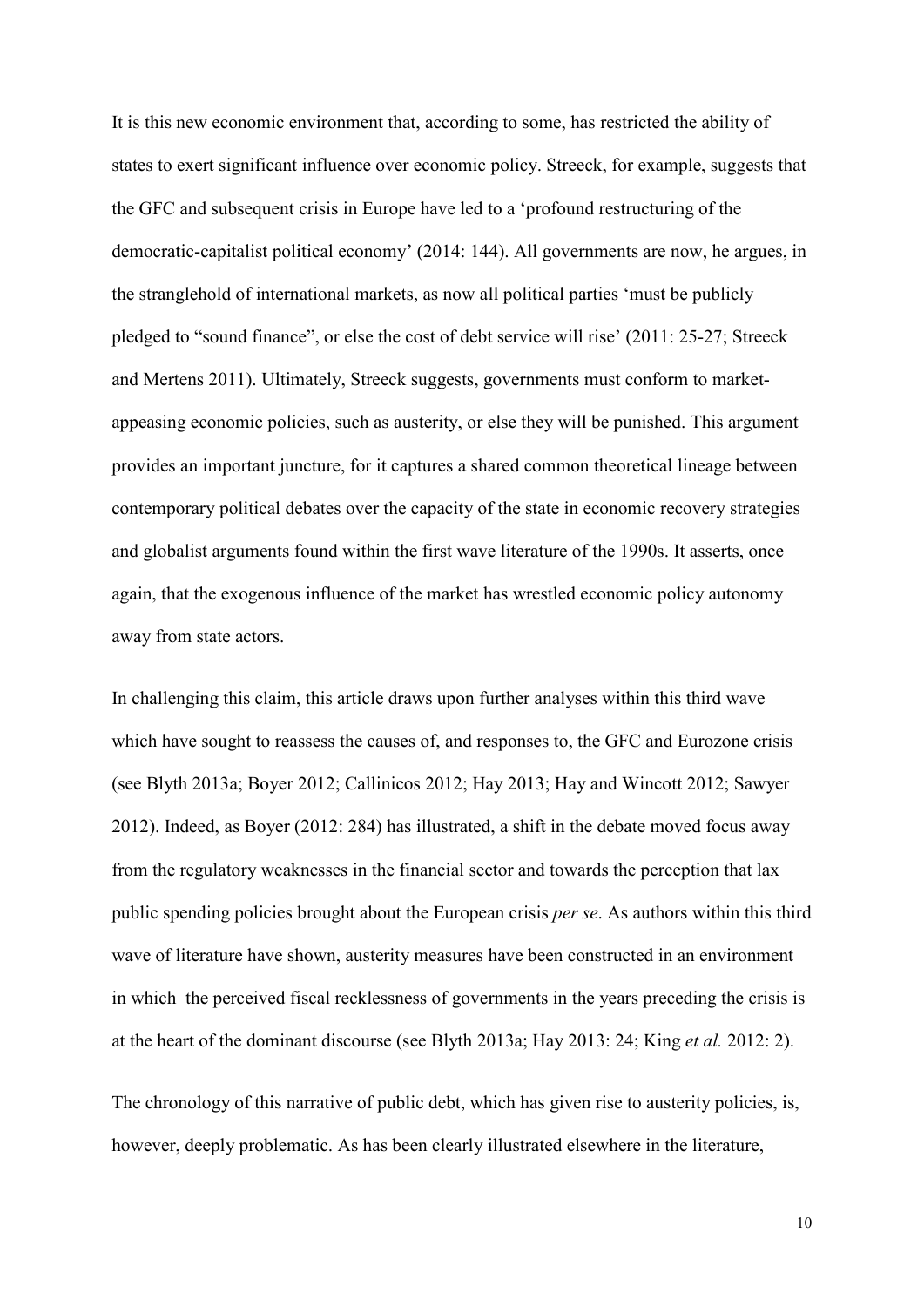It is this new economic environment that, according to some, has restricted the ability of states to exert significant influence over economic policy. Streeck, for example, suggests that the GFC and subsequent crisis in Europe have led to a 'profound restructuring of the democratic-capitalist political economy' (2014: 144). All governments are now, he argues, in the stranglehold of international markets, as now all political parties 'must be publicly pledged to "sound finance", or else the cost of debt service will rise' (2011: 25-27; Streeck and Mertens 2011). Ultimately, Streeck suggests, governments must conform to market-appeasing economic policies, such as austerity, or else they will be punished. This argument provides an important juncture, for it captures a shared common theoretical lineage between contemporary political debates over the capacity of the state in economic recovery strategies and globalist arguments found within the first wave literature of the 1990s. It asserts, once again, that the exogenous influence of the market has wrestled economic policy autonomy away from state actors.

In challenging this claim, this article draws upon further analyses within this third wave which have sought to reassess the causes of, and responses to, the GFC and Eurozone crisis (see Blyth 2013a; Boyer 2012; Callinicos 2012; Hay 2013; Hay and Wincott 2012; Sawyer 2012). Indeed, as Boyer (2012: 284) has illustrated, a shift in the debate moved focus away from the regulatory weaknesses in the financial sector and towards the perception that lax public spending policies brought about the European crisis *per se*. As authors within this third wave of literature have shown, austerity measures have been constructed in an environment in which the perceived fiscal recklessness of governments in the years preceding the crisis is at the heart of the dominant discourse (see Blyth 2013a; Hay 2013: 24; King *et al.* 2012: 2).

The chronology of this narrative of public debt, which has given rise to austerity policies, is, however, deeply problematic. As has been clearly illustrated elsewhere in the literature,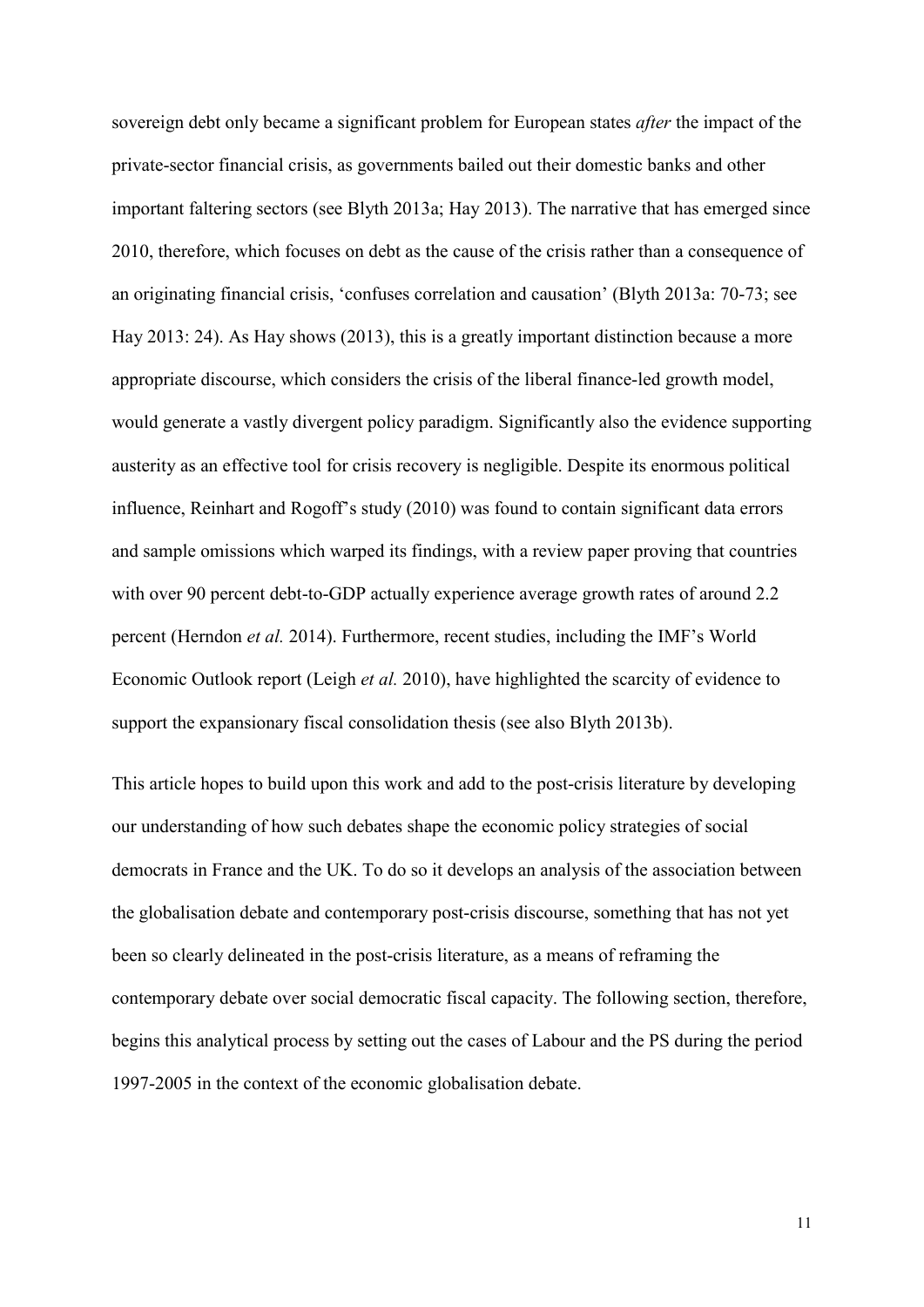sovereign debt only became a significant problem for European states *after* the impact of the private-sector financial crisis, as governments bailed out their domestic banks and other important faltering sectors (see Blyth 2013a; Hay 2013). The narrative that has emerged since 2010, therefore, which focuses on debt as the cause of the crisis rather than a consequence of an originating financial crisis, 'confuses correlation and causation' (Blyth 2013a: 70-73; see Hay 2013: 24). As Hay shows (2013), this is a greatly important distinction because a more appropriate discourse, which considers the crisis of the liberal finance-led growth model, would generate a vastly divergent policy paradigm. Significantly also the evidence supporting austerity as an effective tool for crisis recovery is negligible. Despite its enormous political influence, Reinhart and Rogoff's study (2010) was found to contain significant data errors and sample omissions which warped its findings, with a review paper proving that countries with over 90 percent debt-to-GDP actually experience average growth rates of around 2.2 percent (Herndon *et al.* 2014). Furthermore, recent studies, including the IMF's World Economic Outlook report (Leigh *et al.* 2010), have highlighted the scarcity of evidence to support the expansionary fiscal consolidation thesis (see also Blyth 2013b).

This article hopes to build upon this work and add to the post-crisis literature by developing our understanding of how such debates shape the economic policy strategies of social democrats in France and the UK. To do so it develops an analysis of the association between the globalisation debate and contemporary post-crisis discourse, something that has not yet been so clearly delineated in the post-crisis literature, as a means of reframing the contemporary debate over social democratic fiscal capacity. The following section, therefore, begins this analytical process by setting out the cases of Labour and the PS during the period 1997-2005 in the context of the economic globalisation debate.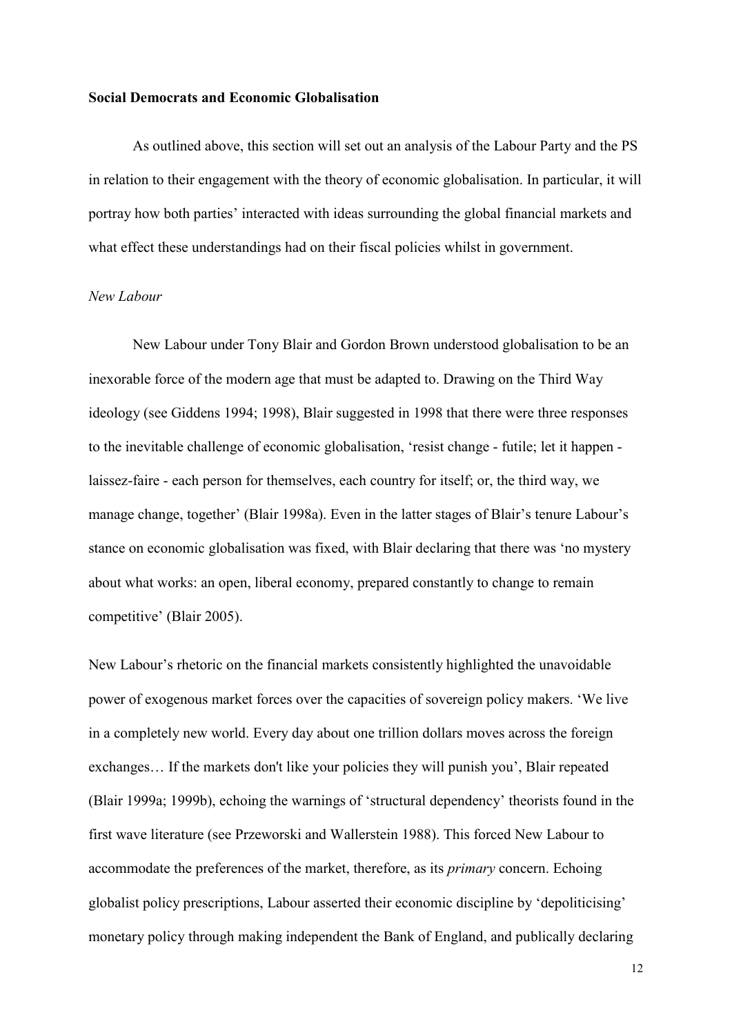**Social Democrats and Economic Globalisation**

As outlined above, this section will set out an analysis of the Labour Party and the PS in relation to their engagement with the theory of economic globalisation. In particular, it will portray how both parties' interacted with ideas surrounding the global financial markets and what effect these understandings had on their fiscal policies whilst in government.

*New Labour*

New Labour under Tony Blair and Gordon Brown understood globalisation to be an inexorable force of the modern age that must be adapted to. Drawing on the Third Way ideology (see Giddens 1994; 1998), Blair suggested in 1998 that there were three responses to the inevitable challenge of economic globalisation, 'resist change - futile; let it happen - laissez-faire - each person for themselves, each country for itself; or, the third way, we manage change, together' (Blair 1998a). Even in the latter stages of Blair's tenure Labour's stance on economic globalisation was fixed, with Blair declaring that there was 'no mystery about what works: an open, liberal economy, prepared constantly to change to remain competitive' (Blair 2005).

New Labour's rhetoric on the financial markets consistently highlighted the unavoidable power of exogenous market forces over the capacities of sovereign policy makers. 'We live in a completely new world. Every day about one trillion dollars moves across the foreign exchanges… If the markets don't like your policies they will punish you', Blair repeated (Blair 1999a; 1999b), echoing the warnings of 'structural dependency' theorists found in the first wave literature (see Przeworski and Wallerstein 1988). This forced New Labour to accommodate the preferences of the market, therefore, as its *primary* concern. Echoing globalist policy prescriptions, Labour asserted their economic discipline by 'depoliticising' monetary policy through making independent the Bank of England, and publically declaring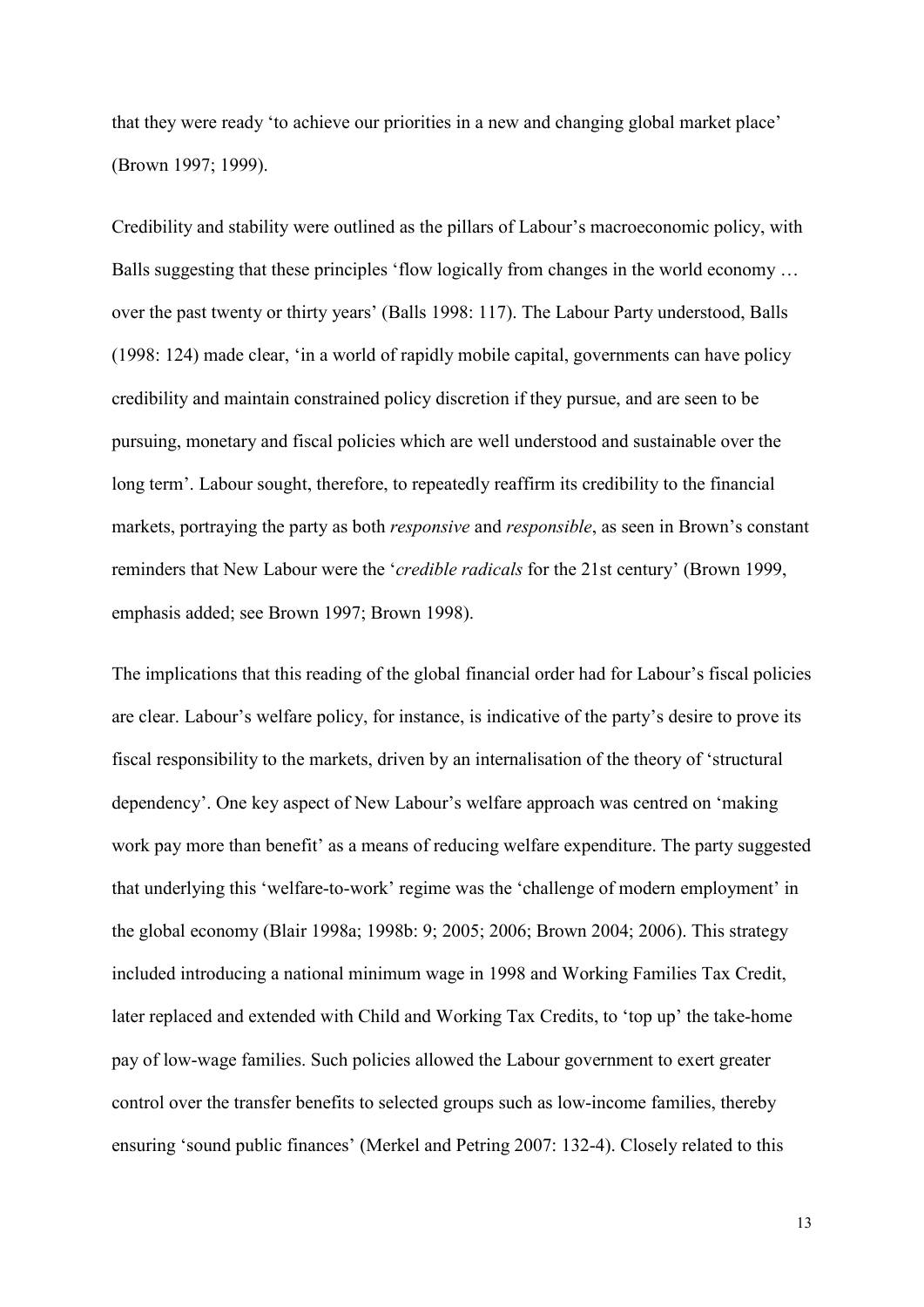that they were ready 'to achieve our priorities in a new and changing global market place' (Brown 1997; 1999).

Credibility and stability were outlined as the pillars of Labour's macroeconomic policy, with Balls suggesting that these principles 'flow logically from changes in the world economy … over the past twenty or thirty years' (Balls 1998: 117). The Labour Party understood, Balls (1998: 124) made clear, 'in a world of rapidly mobile capital, governments can have policy credibility and maintain constrained policy discretion if they pursue, and are seen to be pursuing, monetary and fiscal policies which are well understood and sustainable over the long term'. Labour sought, therefore, to repeatedly reaffirm its credibility to the financial markets, portraying the party as both *responsive* and *responsible*, as seen in Brown's constant reminders that New Labour were the '*credible radicals* for the 21st century' (Brown 1999, emphasis added; see Brown 1997; Brown 1998).

The implications that this reading of the global financial order had for Labour's fiscal policies are clear. Labour's welfare policy, for instance, is indicative of the party's desire to prove its fiscal responsibility to the markets, driven by an internalisation of the theory of 'structural dependency'. One key aspect of New Labour's welfare approach was centred on 'making work pay more than benefit' as a means of reducing welfare expenditure. The party suggested that underlying this 'welfare-to-work' regime was the 'challenge of modern employment' in the global economy (Blair 1998a; 1998b: 9; 2005; 2006; Brown 2004; 2006). This strategy included introducing a national minimum wage in 1998 and Working Families Tax Credit, later replaced and extended with Child and Working Tax Credits, to 'top up' the take-home pay of low-wage families. Such policies allowed the Labour government to exert greater control over the transfer benefits to selected groups such as low-income families, thereby ensuring 'sound public finances' (Merkel and Petring 2007: 132-4). Closely related to this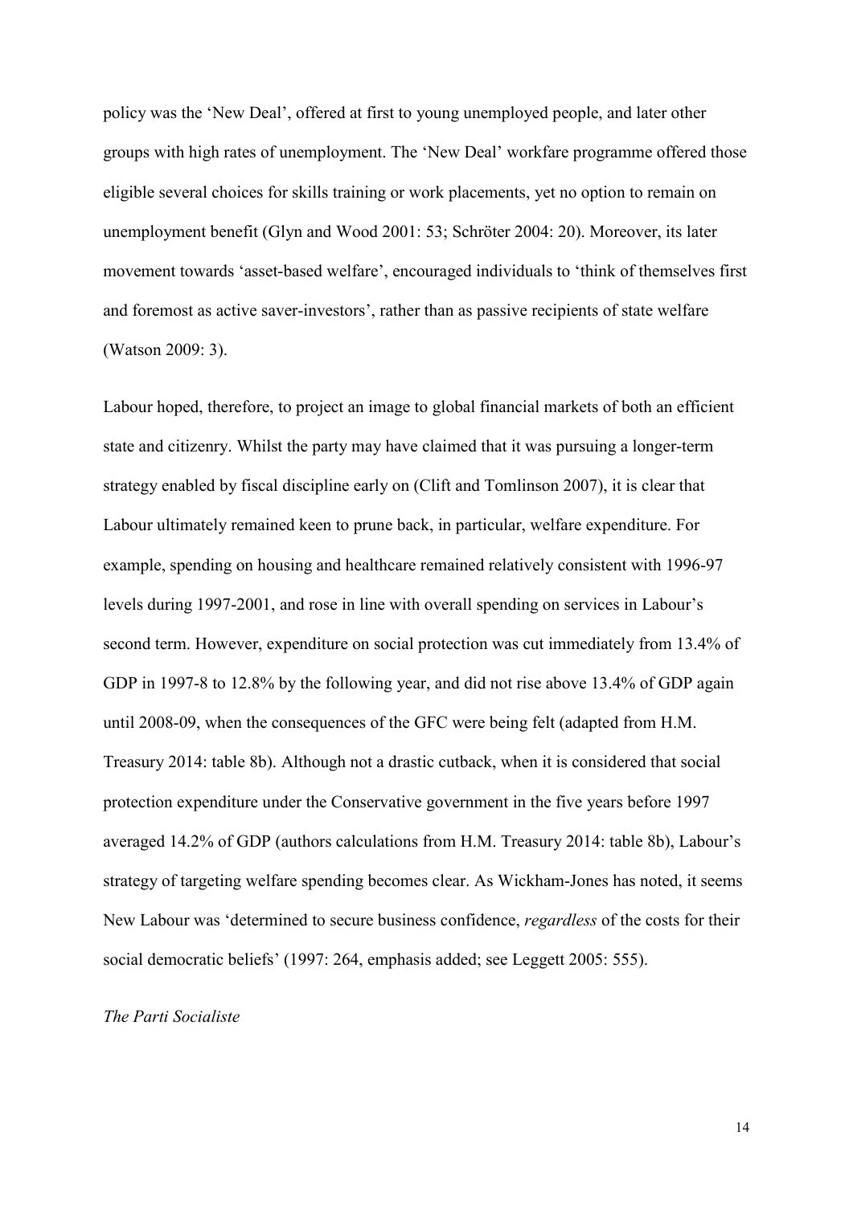policy was the 'New Deal', offered at first to young unemployed people, and later other groups with high rates of unemployment. The 'New Deal' workfare programme offered those eligible several choices for skills training or work placements, yet no option to remain on unemployment benefit (Glyn and Wood 2001: 53; Schröter 2004: 20). Moreover, its later movement towards 'asset-based welfare', encouraged individuals to 'think of themselves first and foremost as active saver-investors', rather than as passive recipients of state welfare (Watson 2009: 3).

Labour hoped, therefore, to project an image to global financial markets of both an efficient state and citizenry. Whilst the party may have claimed that it was pursuing a longer-term strategy enabled by fiscal discipline early on (Clift and Tomlinson 2007), it is clear that Labour ultimately remained keen to prune back, in particular, welfare expenditure. For example, spending on housing and healthcare remained relatively consistent with 1996-97 levels during 1997-2001, and rose in line with overall spending on services in Labour's second term. However, expenditure on social protection was cut immediately from 13.4% of GDP in 1997-8 to 12.8% by the following year, and did not rise above 13.4% of GDP again until 2008-09, when the consequences of the GFC were being felt (adapted from H.M. Treasury 2014: table 8b). Although not a drastic cutback, when it is considered that social protection expenditure under the Conservative government in the five years before 1997 averaged 14.2% of GDP (authors calculations from H.M. Treasury 2014: table 8b), Labour's strategy of targeting welfare spending becomes clear. As Wickham-Jones has noted, it seems New Labour was 'determined to secure business confidence, *regardless* of the costs for their social democratic beliefs' (1997: 264, emphasis added; see Leggett 2005: 555).

*The Parti Socialiste*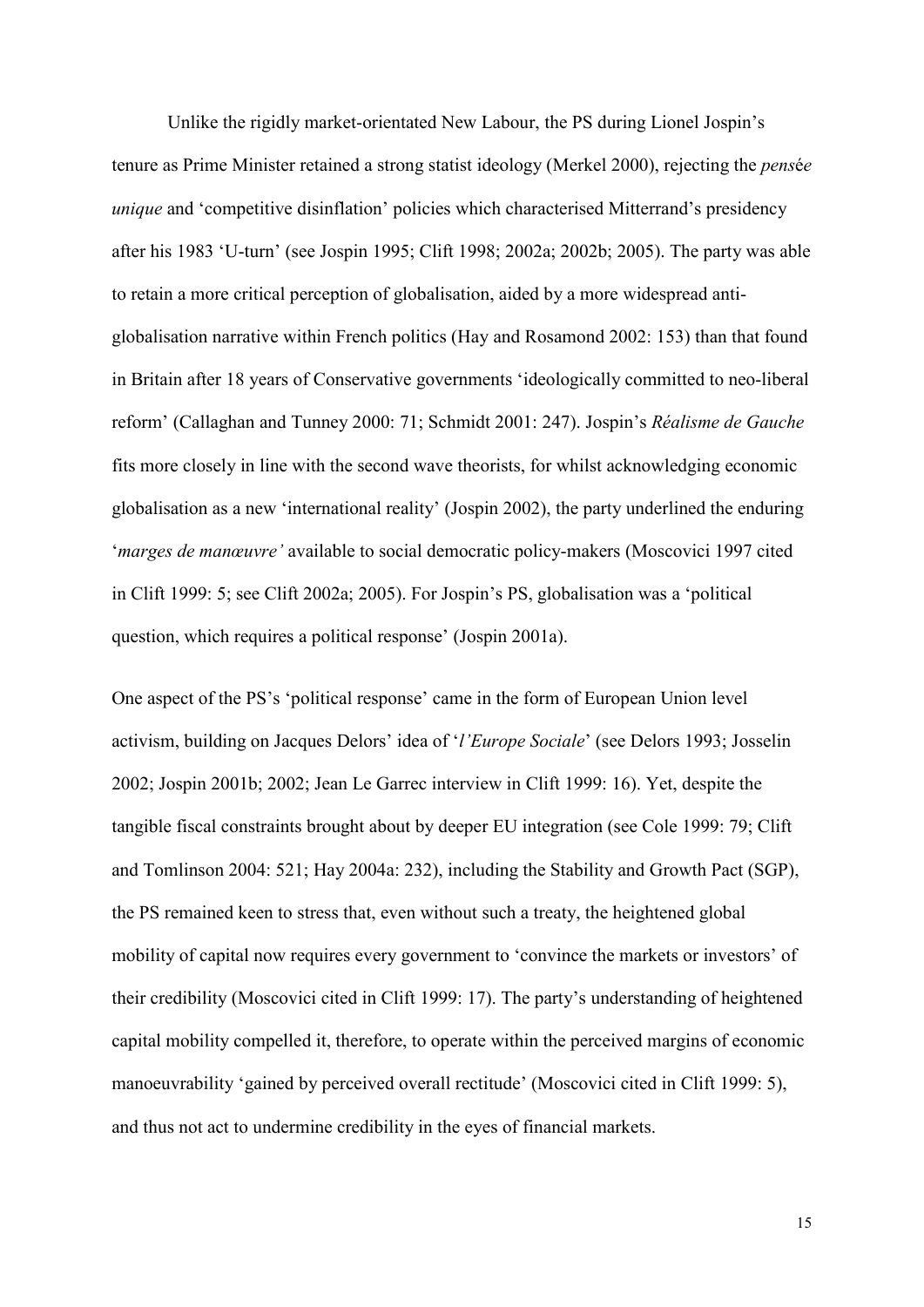Unlike the rigidly market-orientated New Labour, the PS during Lionel Jospin's tenure as Prime Minister retained a strong statist ideology (Merkel 2000), rejecting the *pensée unique* and 'competitive disinflation' policies which characterised Mitterrand's presidency after his 1983 'U-turn' (see Jospin 1995; Clift 1998; 2002a; 2002b; 2005). The party was able to retain a more critical perception of globalisation, aided by a more widespread anti-globalisation narrative within French politics (Hay and Rosamond 2002: 153) than that found in Britain after 18 years of Conservative governments 'ideologically committed to neo-liberal reform' (Callaghan and Tunney 2000: 71; Schmidt 2001: 247). Jospin's *Réalisme de Gauche* fits more closely in line with the second wave theorists, for whilst acknowledging economic globalisation as a new 'international reality' (Jospin 2002), the party underlined the enduring '*marges de manœuvre'* available to social democratic policy-makers (Moscovici 1997 cited in Clift 1999: 5; see Clift 2002a; 2005). For Jospin's PS, globalisation was a 'political question, which requires a political response' (Jospin 2001a).

One aspect of the PS's 'political response' came in the form of European Union level activism, building on Jacques Delors' idea of '*l'Europe Sociale*' (see Delors 1993; Josselin 2002; Jospin 2001b; 2002; Jean Le Garrec interview in Clift 1999: 16). Yet, despite the tangible fiscal constraints brought about by deeper EU integration (see Cole 1999: 79; Clift and Tomlinson 2004: 521; Hay 2004a: 232), including the Stability and Growth Pact (SGP), the PS remained keen to stress that, even without such a treaty, the heightened global mobility of capital now requires every government to 'convince the markets or investors' of their credibility (Moscovici cited in Clift 1999: 17). The party's understanding of heightened capital mobility compelled it, therefore, to operate within the perceived margins of economic manoeuvrability 'gained by perceived overall rectitude' (Moscovici cited in Clift 1999: 5), and thus not act to undermine credibility in the eyes of financial markets.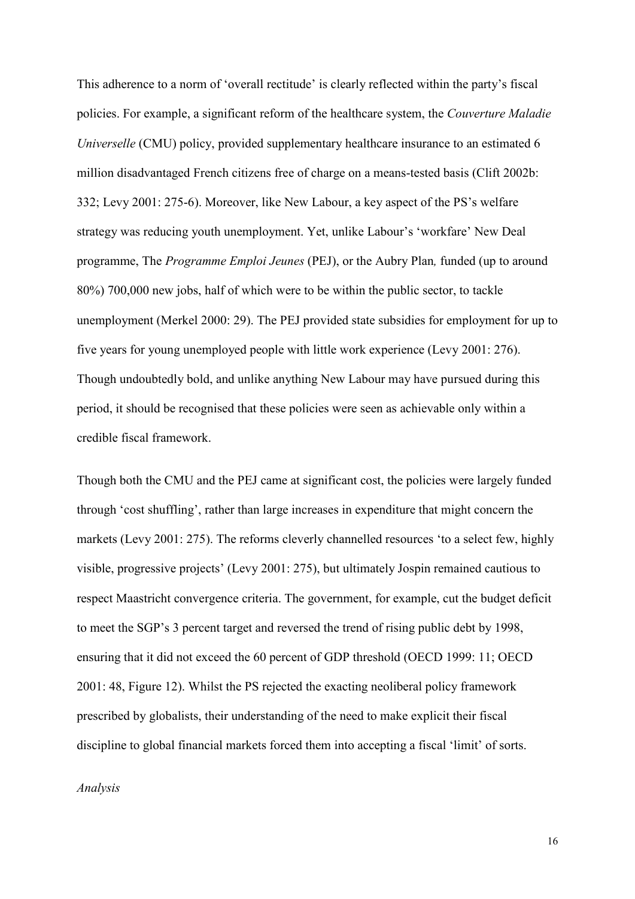This adherence to a norm of 'overall rectitude' is clearly reflected within the party's fiscal policies. For example, a significant reform of the healthcare system, the *Couverture Maladie Universelle* (CMU) policy, provided supplementary healthcare insurance to an estimated 6 million disadvantaged French citizens free of charge on a means-tested basis (Clift 2002b: 332; Levy 2001: 275-6). Moreover, like New Labour, a key aspect of the PS's welfare strategy was reducing youth unemployment. Yet, unlike Labour's 'workfare' New Deal programme, The *Programme Emploi Jeunes* (PEJ), or the Aubry Plan*,* funded (up to around 80%) 700,000 new jobs, half of which were to be within the public sector, to tackle unemployment (Merkel 2000: 29). The PEJ provided state subsidies for employment for up to five years for young unemployed people with little work experience (Levy 2001: 276). Though undoubtedly bold, and unlike anything New Labour may have pursued during this period, it should be recognised that these policies were seen as achievable only within a credible fiscal framework.

Though both the CMU and the PEJ came at significant cost, the policies were largely funded through 'cost shuffling', rather than large increases in expenditure that might concern the markets (Levy 2001: 275). The reforms cleverly channelled resources 'to a select few, highly visible, progressive projects' (Levy 2001: 275), but ultimately Jospin remained cautious to respect Maastricht convergence criteria. The government, for example, cut the budget deficit to meet the SGP's 3 percent target and reversed the trend of rising public debt by 1998, ensuring that it did not exceed the 60 percent of GDP threshold (OECD 1999: 11; OECD 2001: 48, Figure 12). Whilst the PS rejected the exacting neoliberal policy framework prescribed by globalists, their understanding of the need to make explicit their fiscal discipline to global financial markets forced them into accepting a fiscal 'limit' of sorts.

*Analysis*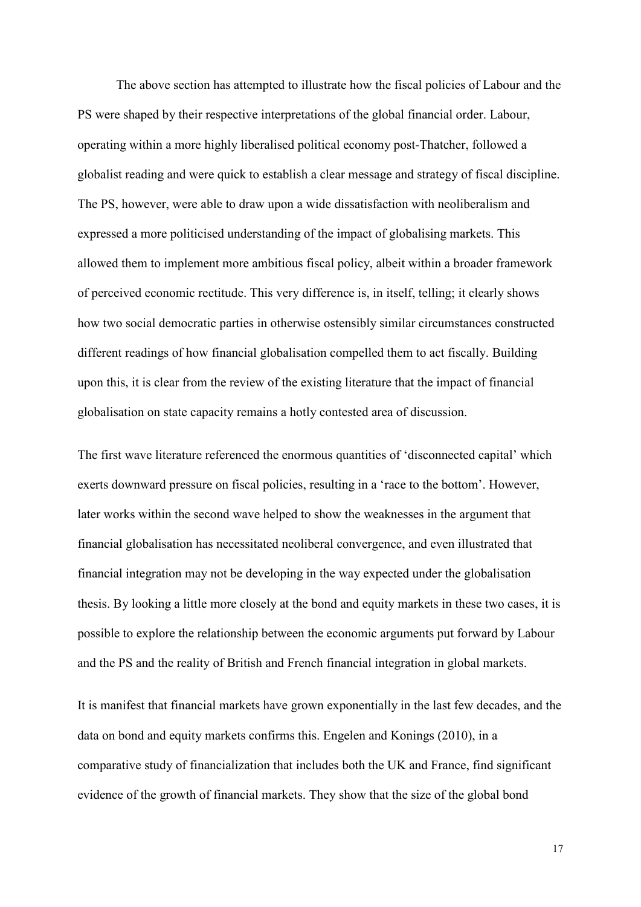The above section has attempted to illustrate how the fiscal policies of Labour and the PS were shaped by their respective interpretations of the global financial order. Labour, operating within a more highly liberalised political economy post-Thatcher, followed a globalist reading and were quick to establish a clear message and strategy of fiscal discipline. The PS, however, were able to draw upon a wide dissatisfaction with neoliberalism and expressed a more politicised understanding of the impact of globalising markets. This allowed them to implement more ambitious fiscal policy, albeit within a broader framework of perceived economic rectitude. This very difference is, in itself, telling; it clearly shows how two social democratic parties in otherwise ostensibly similar circumstances constructed different readings of how financial globalisation compelled them to act fiscally. Building upon this, it is clear from the review of the existing literature that the impact of financial globalisation on state capacity remains a hotly contested area of discussion.

The first wave literature referenced the enormous quantities of 'disconnected capital' which exerts downward pressure on fiscal policies, resulting in a 'race to the bottom'. However, later works within the second wave helped to show the weaknesses in the argument that financial globalisation has necessitated neoliberal convergence, and even illustrated that financial integration may not be developing in the way expected under the globalisation thesis. By looking a little more closely at the bond and equity markets in these two cases, it is possible to explore the relationship between the economic arguments put forward by Labour and the PS and the reality of British and French financial integration in global markets.

It is manifest that financial markets have grown exponentially in the last few decades, and the data on bond and equity markets confirms this. Engelen and Konings (2010), in a comparative study of financialization that includes both the UK and France, find significant evidence of the growth of financial markets. They show that the size of the global bond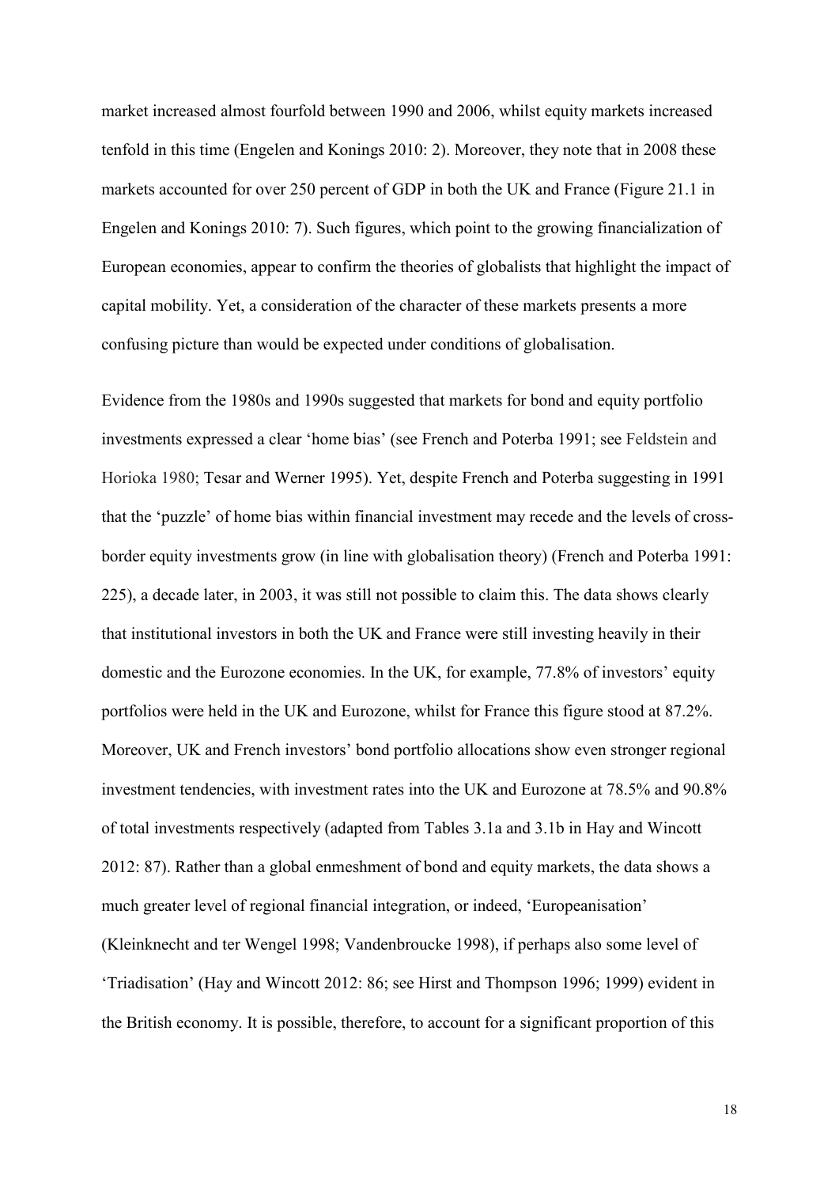market increased almost fourfold between 1990 and 2006, whilst equity markets increased tenfold in this time (Engelen and Konings 2010: 2). Moreover, they note that in 2008 these markets accounted for over 250 percent of GDP in both the UK and France (Figure 21.1 in Engelen and Konings 2010: 7). Such figures, which point to the growing financialization of European economies, appear to confirm the theories of globalists that highlight the impact of capital mobility. Yet, a consideration of the character of these markets presents a more confusing picture than would be expected under conditions of globalisation.

Evidence from the 1980s and 1990s suggested that markets for bond and equity portfolio investments expressed a clear 'home bias' (see French and Poterba 1991; see Feldstein and Horioka 1980; Tesar and Werner 1995). Yet, despite French and Poterba suggesting in 1991 that the 'puzzle' of home bias within financial investment may recede and the levels of cross-border equity investments grow (in line with globalisation theory) (French and Poterba 1991: 225), a decade later, in 2003, it was still not possible to claim this. The data shows clearly that institutional investors in both the UK and France were still investing heavily in their domestic and the Eurozone economies. In the UK, for example, 77.8% of investors' equity portfolios were held in the UK and Eurozone, whilst for France this figure stood at 87.2%. Moreover, UK and French investors' bond portfolio allocations show even stronger regional investment tendencies, with investment rates into the UK and Eurozone at 78.5% and 90.8% of total investments respectively (adapted from Tables 3.1a and 3.1b in Hay and Wincott 2012: 87). Rather than a global enmeshment of bond and equity markets, the data shows a much greater level of regional financial integration, or indeed, 'Europeanisation' (Kleinknecht and ter Wengel 1998; Vandenbroucke 1998), if perhaps also some level of 'Triadisation' (Hay and Wincott 2012: 86; see Hirst and Thompson 1996; 1999) evident in the British economy. It is possible, therefore, to account for a significant proportion of this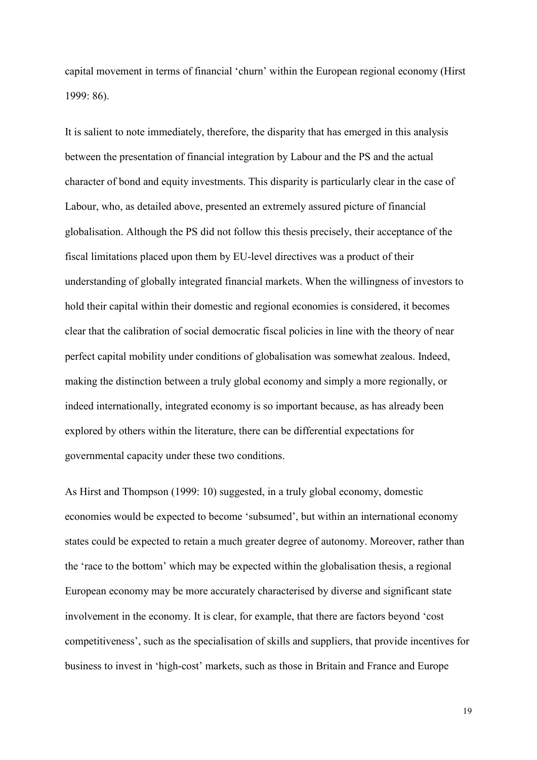capital movement in terms of financial 'churn' within the European regional economy (Hirst 1999: 86).

It is salient to note immediately, therefore, the disparity that has emerged in this analysis between the presentation of financial integration by Labour and the PS and the actual character of bond and equity investments. This disparity is particularly clear in the case of Labour, who, as detailed above, presented an extremely assured picture of financial globalisation. Although the PS did not follow this thesis precisely, their acceptance of the fiscal limitations placed upon them by EU-level directives was a product of their understanding of globally integrated financial markets. When the willingness of investors to hold their capital within their domestic and regional economies is considered, it becomes clear that the calibration of social democratic fiscal policies in line with the theory of near perfect capital mobility under conditions of globalisation was somewhat zealous. Indeed, making the distinction between a truly global economy and simply a more regionally, or indeed internationally, integrated economy is so important because, as has already been explored by others within the literature, there can be differential expectations for governmental capacity under these two conditions.

As Hirst and Thompson (1999: 10) suggested, in a truly global economy, domestic economies would be expected to become 'subsumed', but within an international economy states could be expected to retain a much greater degree of autonomy. Moreover, rather than the 'race to the bottom' which may be expected within the globalisation thesis, a regional European economy may be more accurately characterised by diverse and significant state involvement in the economy. It is clear, for example, that there are factors beyond 'cost competitiveness', such as the specialisation of skills and suppliers, that provide incentives for business to invest in 'high-cost' markets, such as those in Britain and France and Europe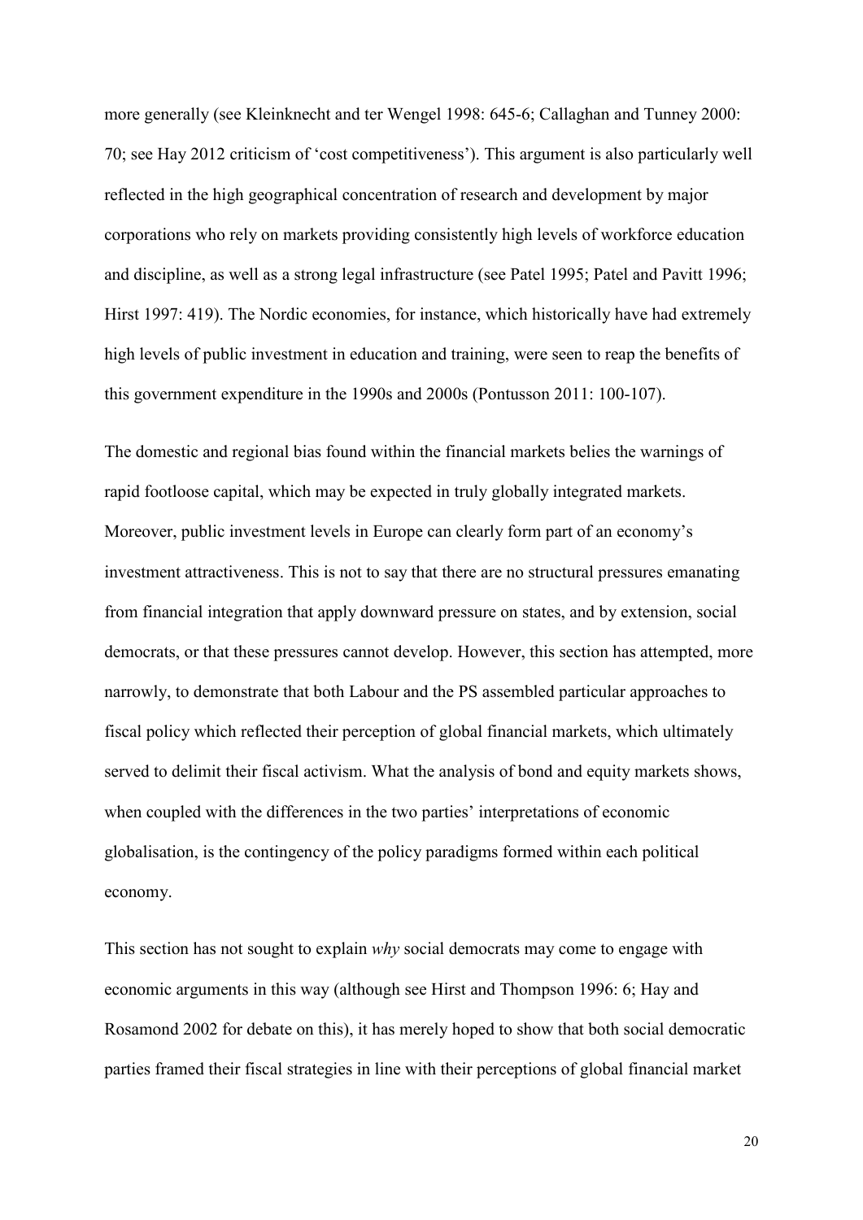more generally (see Kleinknecht and ter Wengel 1998: 645-6; Callaghan and Tunney 2000: 70; see Hay 2012 criticism of 'cost competitiveness'). This argument is also particularly well reflected in the high geographical concentration of research and development by major corporations who rely on markets providing consistently high levels of workforce education and discipline, as well as a strong legal infrastructure (see Patel 1995; Patel and Pavitt 1996; Hirst 1997: 419). The Nordic economies, for instance, which historically have had extremely high levels of public investment in education and training, were seen to reap the benefits of this government expenditure in the 1990s and 2000s (Pontusson 2011: 100-107).

The domestic and regional bias found within the financial markets belies the warnings of rapid footloose capital, which may be expected in truly globally integrated markets. Moreover, public investment levels in Europe can clearly form part of an economy's investment attractiveness. This is not to say that there are no structural pressures emanating from financial integration that apply downward pressure on states, and by extension, social democrats, or that these pressures cannot develop. However, this section has attempted, more narrowly, to demonstrate that both Labour and the PS assembled particular approaches to fiscal policy which reflected their perception of global financial markets, which ultimately served to delimit their fiscal activism. What the analysis of bond and equity markets shows, when coupled with the differences in the two parties' interpretations of economic globalisation, is the contingency of the policy paradigms formed within each political economy.

This section has not sought to explain *why* social democrats may come to engage with economic arguments in this way (although see Hirst and Thompson 1996: 6; Hay and Rosamond 2002 for debate on this), it has merely hoped to show that both social democratic parties framed their fiscal strategies in line with their perceptions of global financial market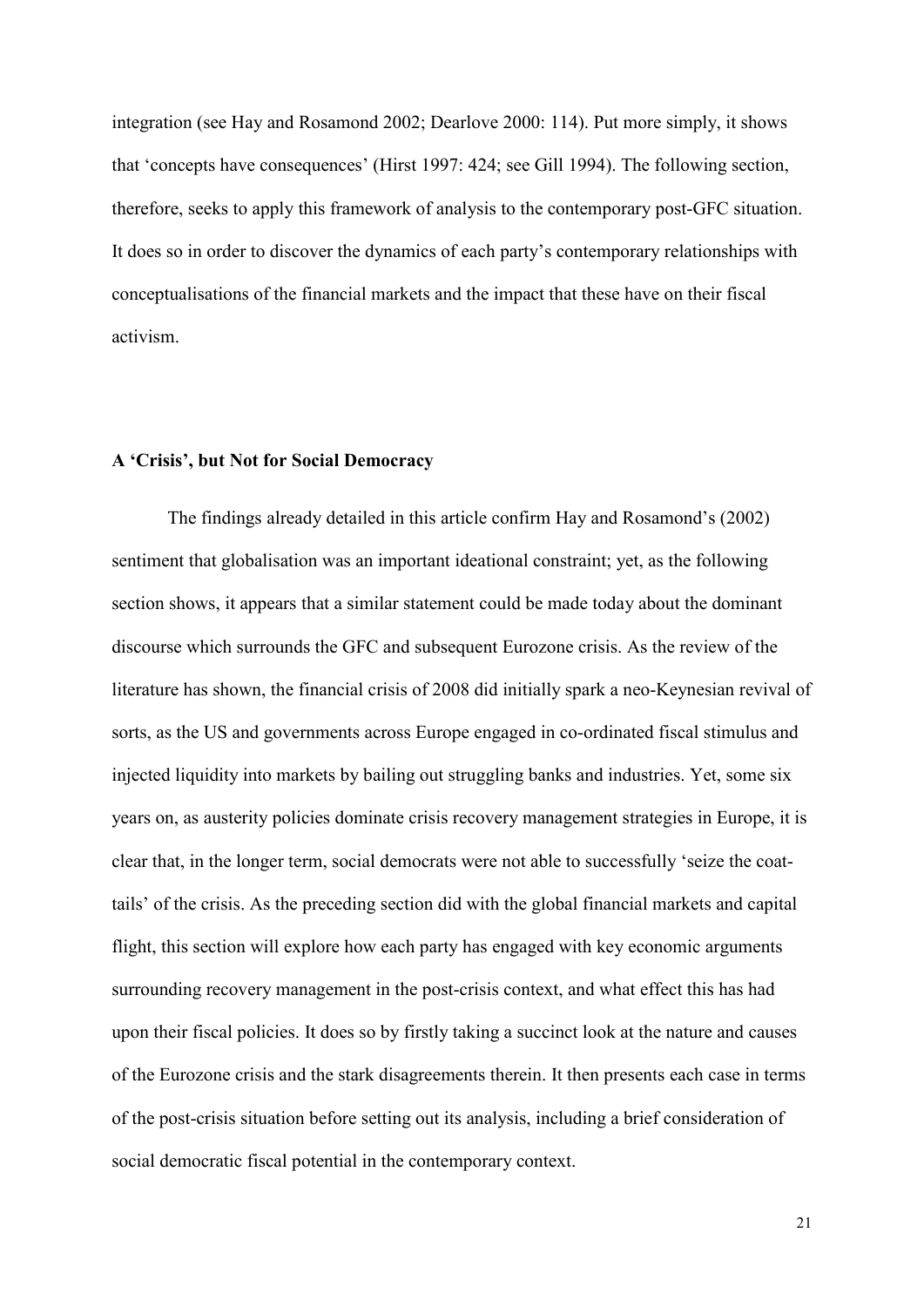integration (see Hay and Rosamond 2002; Dearlove 2000: 114). Put more simply, it shows that 'concepts have consequences' (Hirst 1997: 424; see Gill 1994). The following section, therefore, seeks to apply this framework of analysis to the contemporary post-GFC situation. It does so in order to discover the dynamics of each party's contemporary relationships with conceptualisations of the financial markets and the impact that these have on their fiscal activism.

## A 'Crisis', but Not for Social Democracy

The findings already detailed in this article confirm Hay and Rosamond's (2002) sentiment that globalisation was an important ideational constraint; yet, as the following section shows, it appears that a similar statement could be made today about the dominant discourse which surrounds the GFC and subsequent Eurozone crisis. As the review of the literature has shown, the financial crisis of 2008 did initially spark a neo-Keynesian revival of sorts, as the US and governments across Europe engaged in co-ordinated fiscal stimulus and injected liquidity into markets by bailing out struggling banks and industries. Yet, some six years on, as austerity policies dominate crisis recovery management strategies in Europe, it is clear that, in the longer term, social democrats were not able to successfully 'seize the coat-tails' of the crisis. As the preceding section did with the global financial markets and capital flight, this section will explore how each party has engaged with key economic arguments surrounding recovery management in the post-crisis context, and what effect this has had upon their fiscal policies. It does so by firstly taking a succinct look at the nature and causes of the Eurozone crisis and the stark disagreements therein. It then presents each case in terms of the post-crisis situation before setting out its analysis, including a brief consideration of social democratic fiscal potential in the contemporary context.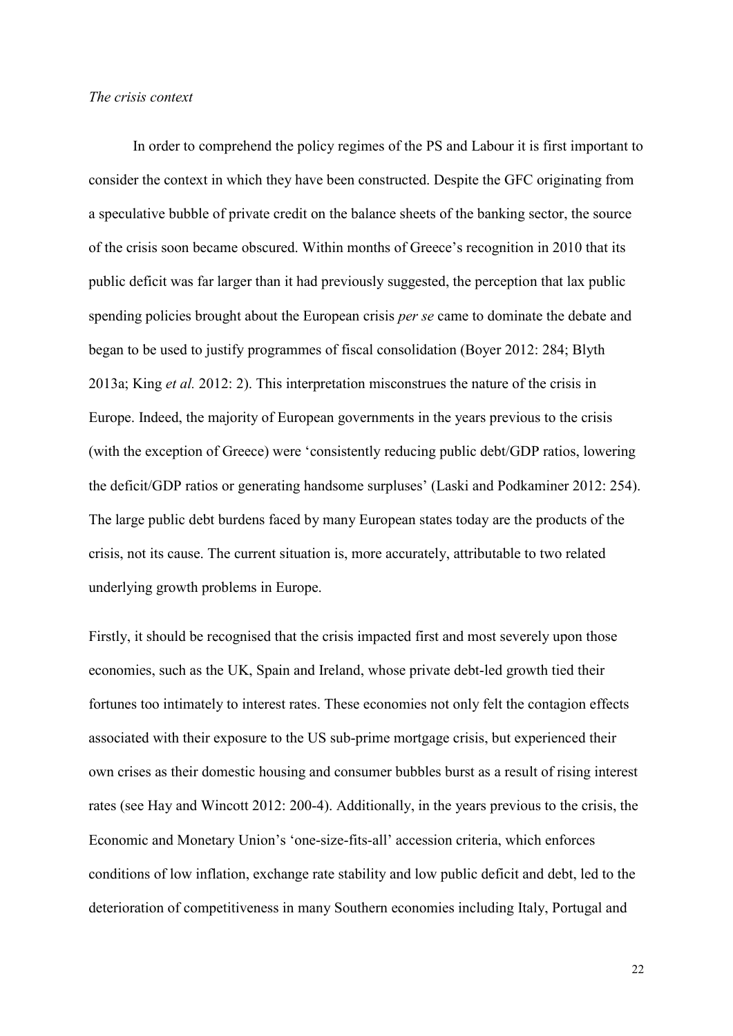*The crisis context*

In order to comprehend the policy regimes of the PS and Labour it is first important to consider the context in which they have been constructed. Despite the GFC originating from a speculative bubble of private credit on the balance sheets of the banking sector, the source of the crisis soon became obscured. Within months of Greece's recognition in 2010 that its public deficit was far larger than it had previously suggested, the perception that lax public spending policies brought about the European crisis *per se* came to dominate the debate and began to be used to justify programmes of fiscal consolidation (Boyer 2012: 284; Blyth 2013a; King *et al.* 2012: 2). This interpretation misconstrues the nature of the crisis in Europe. Indeed, the majority of European governments in the years previous to the crisis (with the exception of Greece) were 'consistently reducing public debt/GDP ratios, lowering the deficit/GDP ratios or generating handsome surpluses' (Laski and Podkaminer 2012: 254). The large public debt burdens faced by many European states today are the products of the crisis, not its cause. The current situation is, more accurately, attributable to two related underlying growth problems in Europe.

Firstly, it should be recognised that the crisis impacted first and most severely upon those economies, such as the UK, Spain and Ireland, whose private debt-led growth tied their fortunes too intimately to interest rates. These economies not only felt the contagion effects associated with their exposure to the US sub-prime mortgage crisis, but experienced their own crises as their domestic housing and consumer bubbles burst as a result of rising interest rates (see Hay and Wincott 2012: 200-4). Additionally, in the years previous to the crisis, the Economic and Monetary Union's 'one-size-fits-all' accession criteria, which enforces conditions of low inflation, exchange rate stability and low public deficit and debt, led to the deterioration of competitiveness in many Southern economies including Italy, Portugal and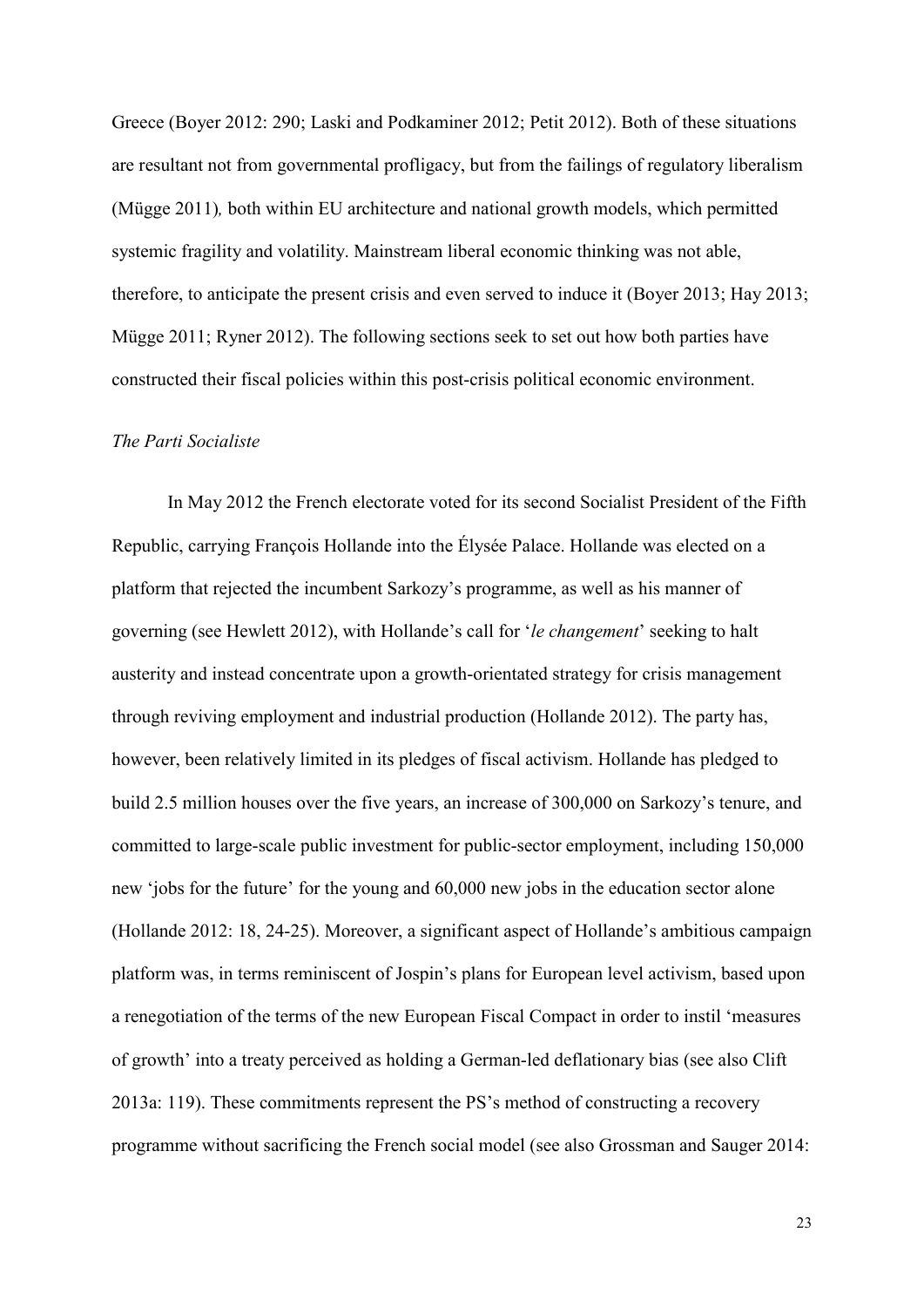Greece (Boyer 2012: 290; Laski and Podkaminer 2012; Petit 2012). Both of these situations are resultant not from governmental profligacy, but from the failings of regulatory liberalism (Mügge 2011)*,* both within EU architecture and national growth models, which permitted systemic fragility and volatility. Mainstream liberal economic thinking was not able, therefore, to anticipate the present crisis and even served to induce it (Boyer 2013; Hay 2013; Mügge 2011; Ryner 2012). The following sections seek to set out how both parties have constructed their fiscal policies within this post-crisis political economic environment.

*The Parti Socialiste*

In May 2012 the French electorate voted for its second Socialist President of the Fifth Republic, carrying François Hollande into the Élysée Palace. Hollande was elected on a platform that rejected the incumbent Sarkozy's programme, as well as his manner of governing (see Hewlett 2012), with Hollande's call for '*le changement*' seeking to halt austerity and instead concentrate upon a growth-orientated strategy for crisis management through reviving employment and industrial production (Hollande 2012). The party has, however, been relatively limited in its pledges of fiscal activism. Hollande has pledged to build 2.5 million houses over the five years, an increase of 300,000 on Sarkozy's tenure, and committed to large-scale public investment for public-sector employment, including 150,000 new 'jobs for the future' for the young and 60,000 new jobs in the education sector alone (Hollande 2012: 18, 24-25). Moreover, a significant aspect of Hollande's ambitious campaign platform was, in terms reminiscent of Jospin's plans for European level activism, based upon a renegotiation of the terms of the new European Fiscal Compact in order to instil 'measures of growth' into a treaty perceived as holding a German-led deflationary bias (see also Clift 2013a: 119). These commitments represent the PS's method of constructing a recovery programme without sacrificing the French social model (see also Grossman and Sauger 2014: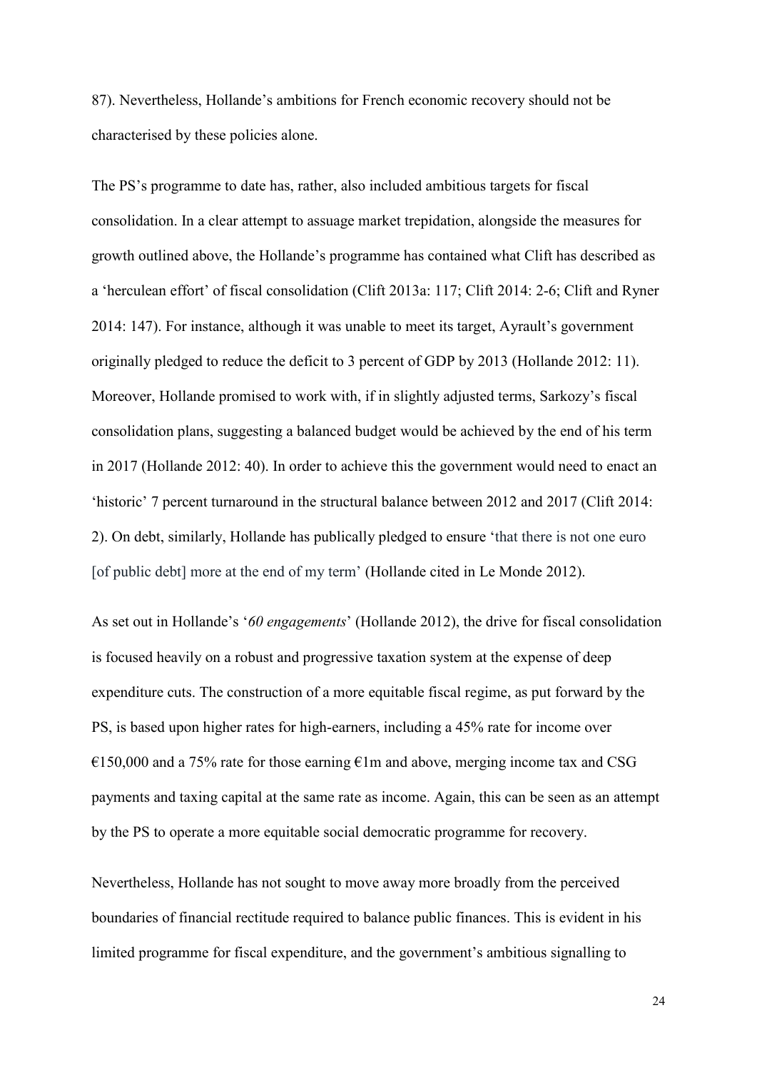87). Nevertheless, Hollande's ambitions for French economic recovery should not be characterised by these policies alone.

The PS's programme to date has, rather, also included ambitious targets for fiscal consolidation. In a clear attempt to assuage market trepidation, alongside the measures for growth outlined above, the Hollande's programme has contained what Clift has described as a 'herculean effort' of fiscal consolidation (Clift 2013a: 117; Clift 2014: 2-6; Clift and Ryner 2014: 147). For instance, although it was unable to meet its target, Ayrault's government originally pledged to reduce the deficit to 3 percent of GDP by 2013 (Hollande 2012: 11). Moreover, Hollande promised to work with, if in slightly adjusted terms, Sarkozy's fiscal consolidation plans, suggesting a balanced budget would be achieved by the end of his term in 2017 (Hollande 2012: 40). In order to achieve this the government would need to enact an 'historic' 7 percent turnaround in the structural balance between 2012 and 2017 (Clift 2014: 2). On debt, similarly, Hollande has publically pledged to ensure 'that there is not one euro [of public debt] more at the end of my term' (Hollande cited in Le Monde 2012).

As set out in Hollande's '*60 engagements*' (Hollande 2012), the drive for fiscal consolidation is focused heavily on a robust and progressive taxation system at the expense of deep expenditure cuts. The construction of a more equitable fiscal regime, as put forward by the PS, is based upon higher rates for high-earners, including a 45% rate for income over €150,000 and a 75% rate for those earning €1m and above, merging income tax and CSG payments and taxing capital at the same rate as income. Again, this can be seen as an attempt by the PS to operate a more equitable social democratic programme for recovery.

Nevertheless, Hollande has not sought to move away more broadly from the perceived boundaries of financial rectitude required to balance public finances. This is evident in his limited programme for fiscal expenditure, and the government's ambitious signalling to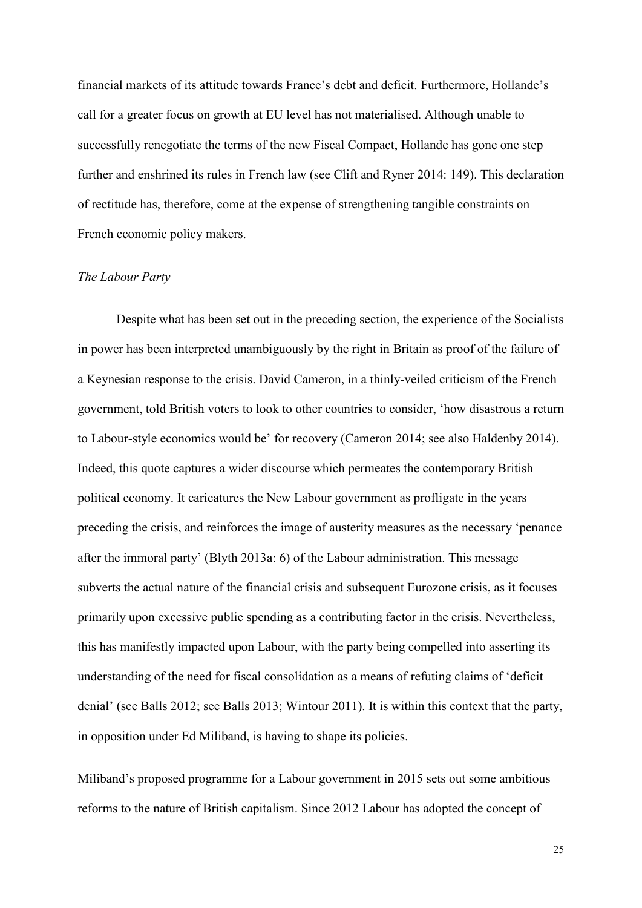financial markets of its attitude towards France's debt and deficit. Furthermore, Hollande's call for a greater focus on growth at EU level has not materialised. Although unable to successfully renegotiate the terms of the new Fiscal Compact, Hollande has gone one step further and enshrined its rules in French law (see Clift and Ryner 2014: 149). This declaration of rectitude has, therefore, come at the expense of strengthening tangible constraints on French economic policy makers.

*The Labour Party*

Despite what has been set out in the preceding section, the experience of the Socialists in power has been interpreted unambiguously by the right in Britain as proof of the failure of a Keynesian response to the crisis. David Cameron, in a thinly-veiled criticism of the French government, told British voters to look to other countries to consider, 'how disastrous a return to Labour-style economics would be' for recovery (Cameron 2014; see also Haldenby 2014). Indeed, this quote captures a wider discourse which permeates the contemporary British political economy. It caricatures the New Labour government as profligate in the years preceding the crisis, and reinforces the image of austerity measures as the necessary 'penance after the immoral party' (Blyth 2013a: 6) of the Labour administration. This message subverts the actual nature of the financial crisis and subsequent Eurozone crisis, as it focuses primarily upon excessive public spending as a contributing factor in the crisis. Nevertheless, this has manifestly impacted upon Labour, with the party being compelled into asserting its understanding of the need for fiscal consolidation as a means of refuting claims of 'deficit denial' (see Balls 2012; see Balls 2013; Wintour 2011). It is within this context that the party, in opposition under Ed Miliband, is having to shape its policies.

Miliband's proposed programme for a Labour government in 2015 sets out some ambitious reforms to the nature of British capitalism. Since 2012 Labour has adopted the concept of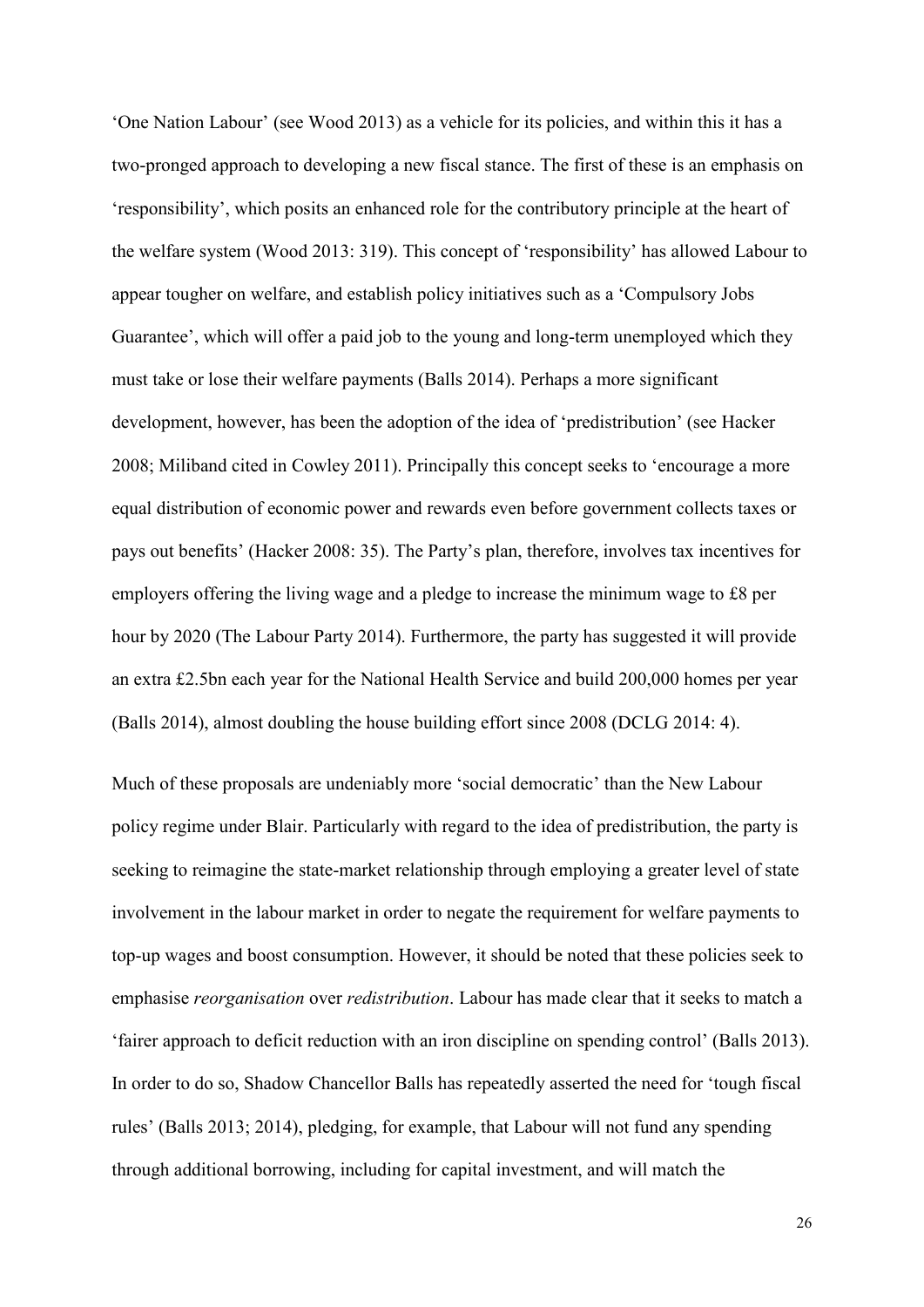'One Nation Labour' (see Wood 2013) as a vehicle for its policies, and within this it has a two-pronged approach to developing a new fiscal stance. The first of these is an emphasis on 'responsibility', which posits an enhanced role for the contributory principle at the heart of the welfare system (Wood 2013: 319). This concept of 'responsibility' has allowed Labour to appear tougher on welfare, and establish policy initiatives such as a 'Compulsory Jobs Guarantee', which will offer a paid job to the young and long-term unemployed which they must take or lose their welfare payments (Balls 2014). Perhaps a more significant development, however, has been the adoption of the idea of 'predistribution' (see Hacker 2008; Miliband cited in Cowley 2011). Principally this concept seeks to 'encourage a more equal distribution of economic power and rewards even before government collects taxes or pays out benefits' (Hacker 2008: 35). The Party's plan, therefore, involves tax incentives for employers offering the living wage and a pledge to increase the minimum wage to £8 per hour by 2020 (The Labour Party 2014). Furthermore, the party has suggested it will provide an extra £2.5bn each year for the National Health Service and build 200,000 homes per year (Balls 2014), almost doubling the house building effort since 2008 (DCLG 2014: 4).

Much of these proposals are undeniably more 'social democratic' than the New Labour policy regime under Blair. Particularly with regard to the idea of predistribution, the party is seeking to reimagine the state-market relationship through employing a greater level of state involvement in the labour market in order to negate the requirement for welfare payments to top-up wages and boost consumption. However, it should be noted that these policies seek to emphasise *reorganisation* over *redistribution*. Labour has made clear that it seeks to match a 'fairer approach to deficit reduction with an iron discipline on spending control' (Balls 2013). In order to do so, Shadow Chancellor Balls has repeatedly asserted the need for 'tough fiscal rules' (Balls 2013; 2014), pledging, for example, that Labour will not fund any spending through additional borrowing, including for capital investment, and will match the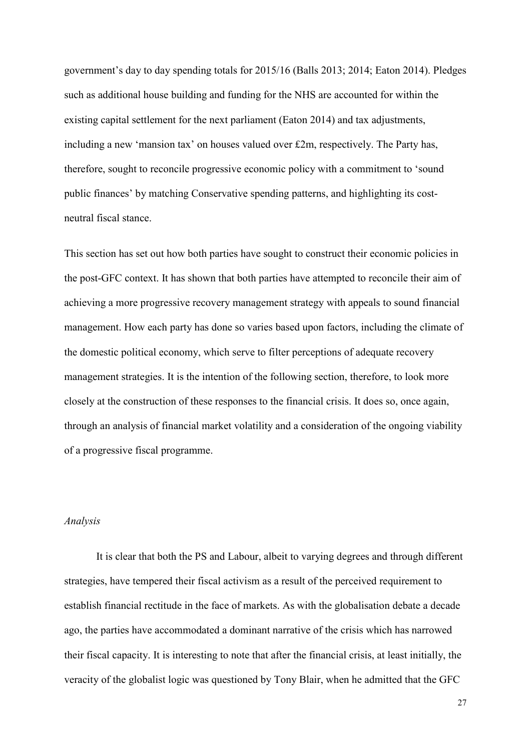government's day to day spending totals for 2015/16 (Balls 2013; 2014; Eaton 2014). Pledges such as additional house building and funding for the NHS are accounted for within the existing capital settlement for the next parliament (Eaton 2014) and tax adjustments, including a new 'mansion tax' on houses valued over £2m, respectively. The Party has, therefore, sought to reconcile progressive economic policy with a commitment to 'sound public finances' by matching Conservative spending patterns, and highlighting its cost-neutral fiscal stance.

This section has set out how both parties have sought to construct their economic policies in the post-GFC context. It has shown that both parties have attempted to reconcile their aim of achieving a more progressive recovery management strategy with appeals to sound financial management. How each party has done so varies based upon factors, including the climate of the domestic political economy, which serve to filter perceptions of adequate recovery management strategies. It is the intention of the following section, therefore, to look more closely at the construction of these responses to the financial crisis. It does so, once again, through an analysis of financial market volatility and a consideration of the ongoing viability of a progressive fiscal programme.

*Analysis*

It is clear that both the PS and Labour, albeit to varying degrees and through different strategies, have tempered their fiscal activism as a result of the perceived requirement to establish financial rectitude in the face of markets. As with the globalisation debate a decade ago, the parties have accommodated a dominant narrative of the crisis which has narrowed their fiscal capacity. It is interesting to note that after the financial crisis, at least initially, the veracity of the globalist logic was questioned by Tony Blair, when he admitted that the GFC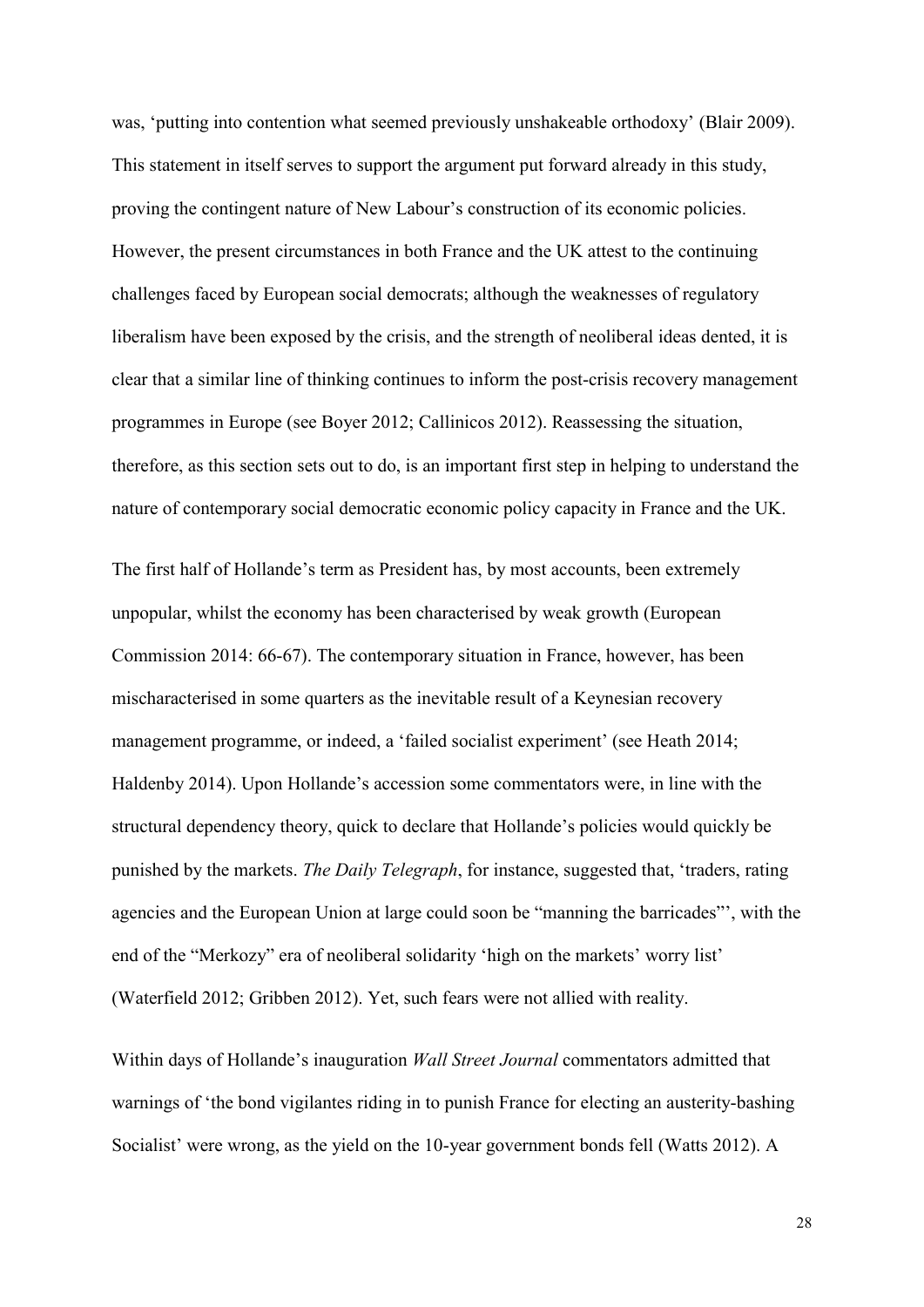was, 'putting into contention what seemed previously unshakeable orthodoxy' (Blair 2009). This statement in itself serves to support the argument put forward already in this study, proving the contingent nature of New Labour's construction of its economic policies. However, the present circumstances in both France and the UK attest to the continuing challenges faced by European social democrats; although the weaknesses of regulatory liberalism have been exposed by the crisis, and the strength of neoliberal ideas dented, it is clear that a similar line of thinking continues to inform the post-crisis recovery management programmes in Europe (see Boyer 2012; Callinicos 2012). Reassessing the situation, therefore, as this section sets out to do, is an important first step in helping to understand the nature of contemporary social democratic economic policy capacity in France and the UK.

The first half of Hollande's term as President has, by most accounts, been extremely unpopular, whilst the economy has been characterised by weak growth (European Commission 2014: 66-67). The contemporary situation in France, however, has been mischaracterised in some quarters as the inevitable result of a Keynesian recovery management programme, or indeed, a 'failed socialist experiment' (see Heath 2014; Haldenby 2014). Upon Hollande's accession some commentators were, in line with the structural dependency theory, quick to declare that Hollande's policies would quickly be punished by the markets. *The Daily Telegraph*, for instance, suggested that, 'traders, rating agencies and the European Union at large could soon be "manning the barricades"', with the end of the "Merkozy" era of neoliberal solidarity 'high on the markets' worry list' (Waterfield 2012; Gribben 2012). Yet, such fears were not allied with reality.

Within days of Hollande's inauguration *Wall Street Journal* commentators admitted that warnings of 'the bond vigilantes riding in to punish France for electing an austerity-bashing Socialist' were wrong, as the yield on the 10-year government bonds fell (Watts 2012). A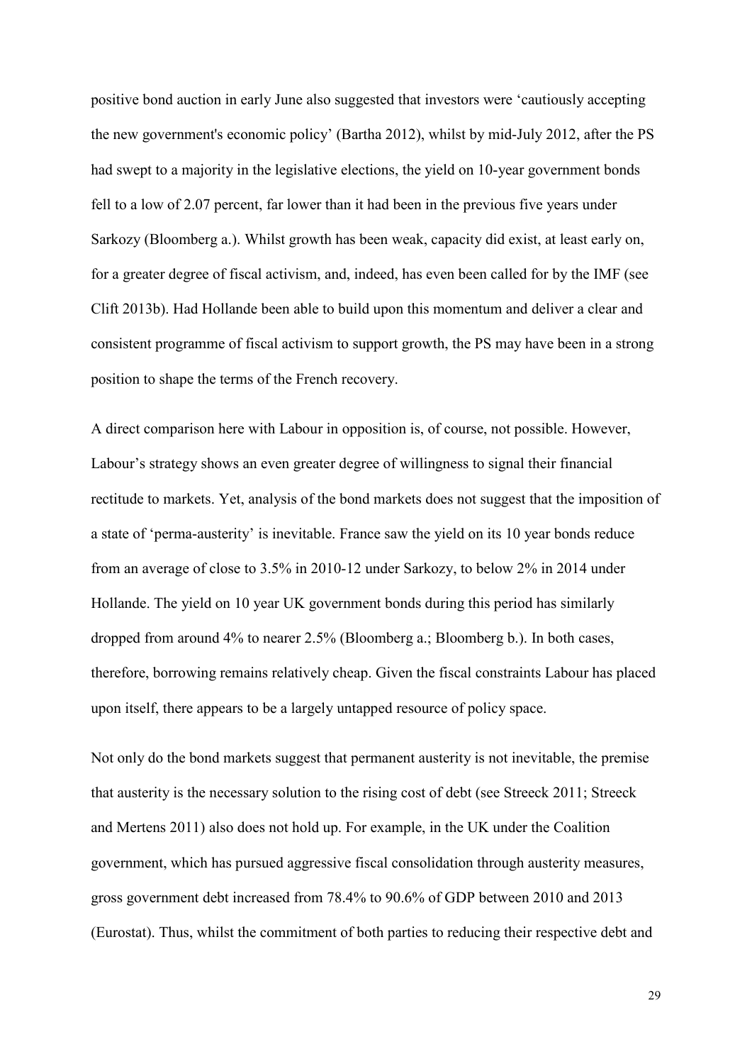positive bond auction in early June also suggested that investors were 'cautiously accepting the new government's economic policy' (Bartha 2012), whilst by mid-July 2012, after the PS had swept to a majority in the legislative elections, the yield on 10-year government bonds fell to a low of 2.07 percent, far lower than it had been in the previous five years under Sarkozy (Bloomberg a.). Whilst growth has been weak, capacity did exist, at least early on, for a greater degree of fiscal activism, and, indeed, has even been called for by the IMF (see Clift 2013b). Had Hollande been able to build upon this momentum and deliver a clear and consistent programme of fiscal activism to support growth, the PS may have been in a strong position to shape the terms of the French recovery.

A direct comparison here with Labour in opposition is, of course, not possible. However, Labour's strategy shows an even greater degree of willingness to signal their financial rectitude to markets. Yet, analysis of the bond markets does not suggest that the imposition of a state of 'perma-austerity' is inevitable. France saw the yield on its 10 year bonds reduce from an average of close to 3.5% in 2010-12 under Sarkozy, to below 2% in 2014 under Hollande. The yield on 10 year UK government bonds during this period has similarly dropped from around 4% to nearer 2.5% (Bloomberg a.; Bloomberg b.). In both cases, therefore, borrowing remains relatively cheap. Given the fiscal constraints Labour has placed upon itself, there appears to be a largely untapped resource of policy space.

Not only do the bond markets suggest that permanent austerity is not inevitable, the premise that austerity is the necessary solution to the rising cost of debt (see Streeck 2011; Streeck and Mertens 2011) also does not hold up. For example, in the UK under the Coalition government, which has pursued aggressive fiscal consolidation through austerity measures, gross government debt increased from 78.4% to 90.6% of GDP between 2010 and 2013 (Eurostat). Thus, whilst the commitment of both parties to reducing their respective debt and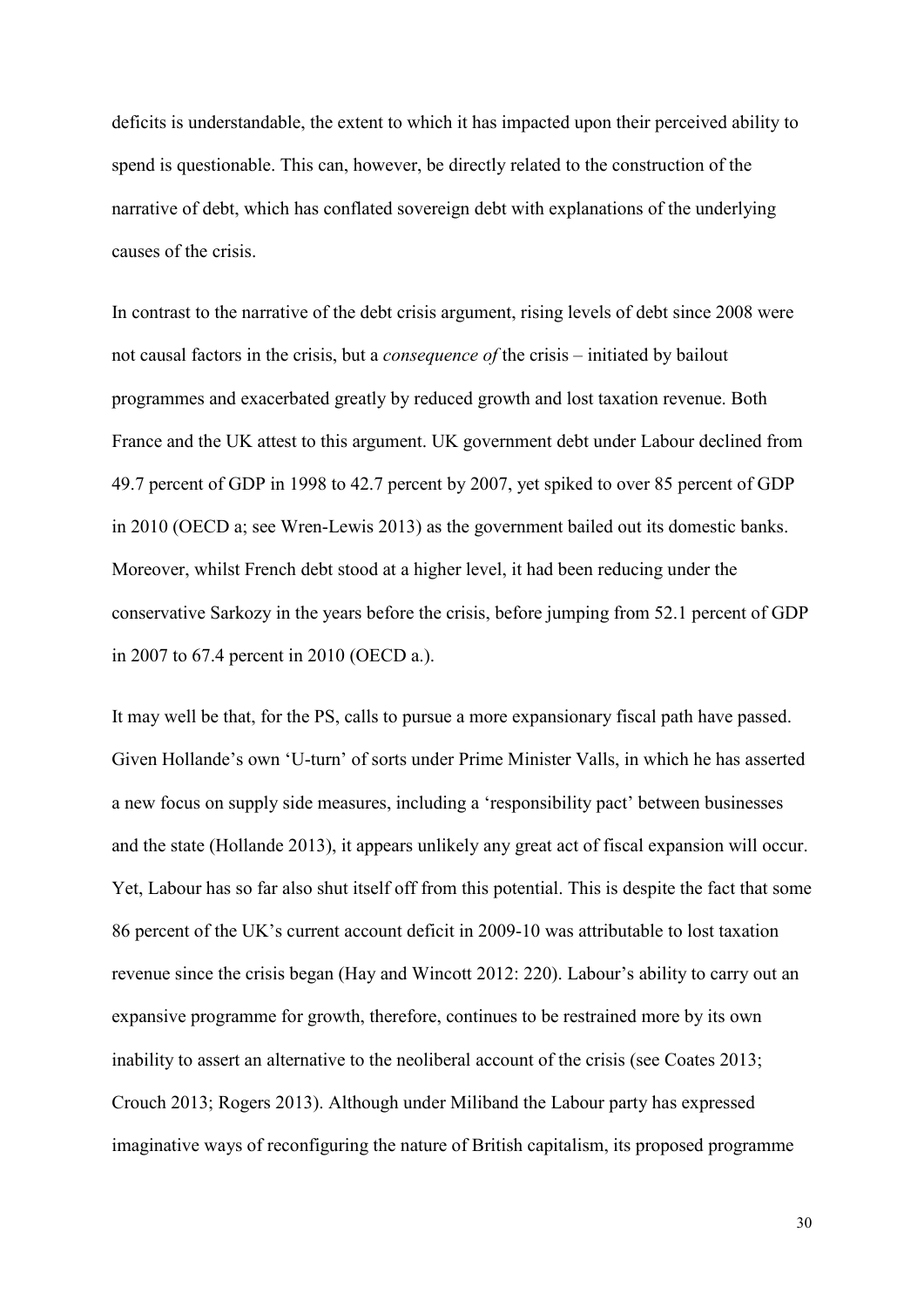deficits is understandable, the extent to which it has impacted upon their perceived ability to spend is questionable. This can, however, be directly related to the construction of the narrative of debt, which has conflated sovereign debt with explanations of the underlying causes of the crisis.

In contrast to the narrative of the debt crisis argument, rising levels of debt since 2008 were not causal factors in the crisis, but a *consequence of* the crisis – initiated by bailout programmes and exacerbated greatly by reduced growth and lost taxation revenue. Both France and the UK attest to this argument. UK government debt under Labour declined from 49.7 percent of GDP in 1998 to 42.7 percent by 2007, yet spiked to over 85 percent of GDP in 2010 (OECD a; see Wren-Lewis 2013) as the government bailed out its domestic banks. Moreover, whilst French debt stood at a higher level, it had been reducing under the conservative Sarkozy in the years before the crisis, before jumping from 52.1 percent of GDP in 2007 to 67.4 percent in 2010 (OECD a.).

It may well be that, for the PS, calls to pursue a more expansionary fiscal path have passed. Given Hollande's own 'U-turn' of sorts under Prime Minister Valls, in which he has asserted a new focus on supply side measures, including a 'responsibility pact' between businesses and the state (Hollande 2013), it appears unlikely any great act of fiscal expansion will occur. Yet, Labour has so far also shut itself off from this potential. This is despite the fact that some 86 percent of the UK's current account deficit in 2009-10 was attributable to lost taxation revenue since the crisis began (Hay and Wincott 2012: 220). Labour's ability to carry out an expansive programme for growth, therefore, continues to be restrained more by its own inability to assert an alternative to the neoliberal account of the crisis (see Coates 2013; Crouch 2013; Rogers 2013). Although under Miliband the Labour party has expressed imaginative ways of reconfiguring the nature of British capitalism, its proposed programme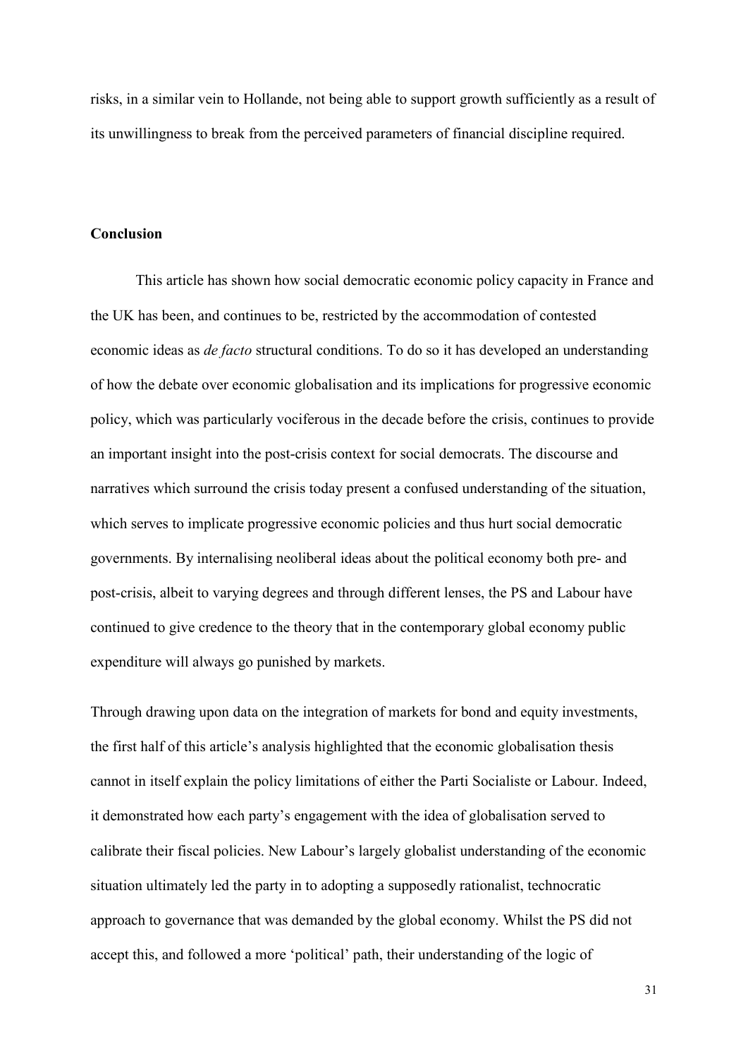risks, in a similar vein to Hollande, not being able to support growth sufficiently as a result of its unwillingness to break from the perceived parameters of financial discipline required.

## Conclusion

This article has shown how social democratic economic policy capacity in France and the UK has been, and continues to be, restricted by the accommodation of contested economic ideas as *de facto* structural conditions. To do so it has developed an understanding of how the debate over economic globalisation and its implications for progressive economic policy, which was particularly vociferous in the decade before the crisis, continues to provide an important insight into the post-crisis context for social democrats. The discourse and narratives which surround the crisis today present a confused understanding of the situation, which serves to implicate progressive economic policies and thus hurt social democratic governments. By internalising neoliberal ideas about the political economy both pre- and post-crisis, albeit to varying degrees and through different lenses, the PS and Labour have continued to give credence to the theory that in the contemporary global economy public expenditure will always go punished by markets.

Through drawing upon data on the integration of markets for bond and equity investments, the first half of this article's analysis highlighted that the economic globalisation thesis cannot in itself explain the policy limitations of either the Parti Socialiste or Labour. Indeed, it demonstrated how each party's engagement with the idea of globalisation served to calibrate their fiscal policies. New Labour's largely globalist understanding of the economic situation ultimately led the party in to adopting a supposedly rationalist, technocratic approach to governance that was demanded by the global economy. Whilst the PS did not accept this, and followed a more 'political' path, their understanding of the logic of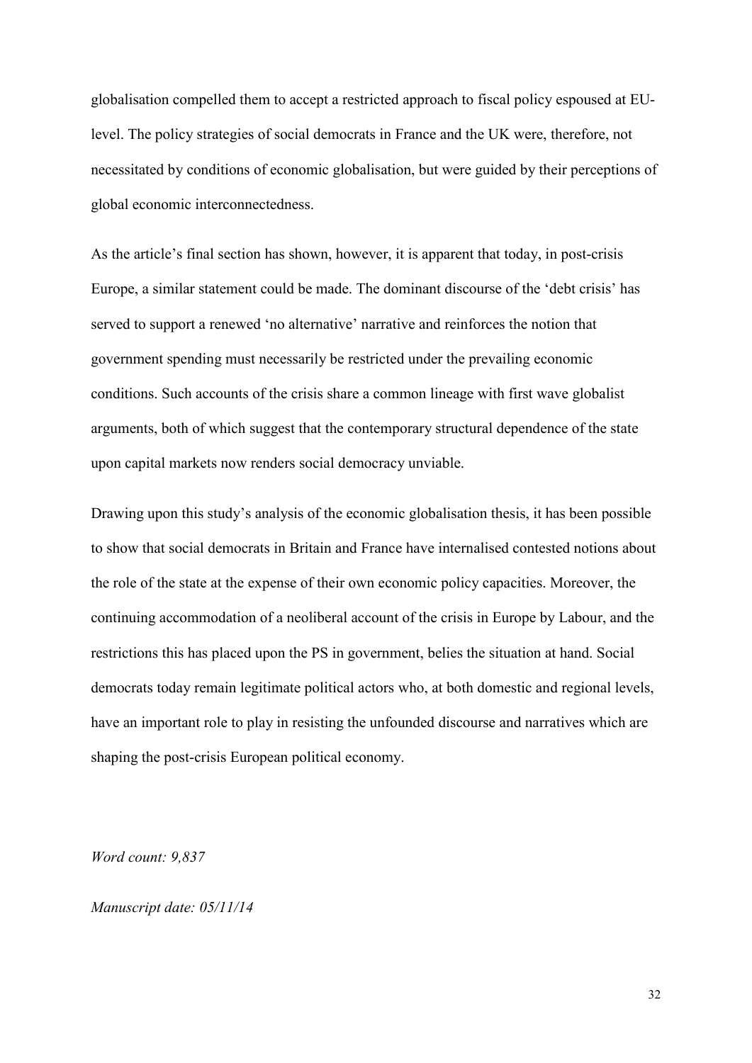globalisation compelled them to accept a restricted approach to fiscal policy espoused at EU-level. The policy strategies of social democrats in France and the UK were, therefore, not necessitated by conditions of economic globalisation, but were guided by their perceptions of global economic interconnectedness.

As the article's final section has shown, however, it is apparent that today, in post-crisis Europe, a similar statement could be made. The dominant discourse of the 'debt crisis' has served to support a renewed 'no alternative' narrative and reinforces the notion that government spending must necessarily be restricted under the prevailing economic conditions. Such accounts of the crisis share a common lineage with first wave globalist arguments, both of which suggest that the contemporary structural dependence of the state upon capital markets now renders social democracy unviable.

Drawing upon this study's analysis of the economic globalisation thesis, it has been possible to show that social democrats in Britain and France have internalised contested notions about the role of the state at the expense of their own economic policy capacities. Moreover, the continuing accommodation of a neoliberal account of the crisis in Europe by Labour, and the restrictions this has placed upon the PS in government, belies the situation at hand. Social democrats today remain legitimate political actors who, at both domestic and regional levels, have an important role to play in resisting the unfounded discourse and narratives which are shaping the post-crisis European political economy.

*Word count: 9,837*

*Manuscript date: 05/11/14*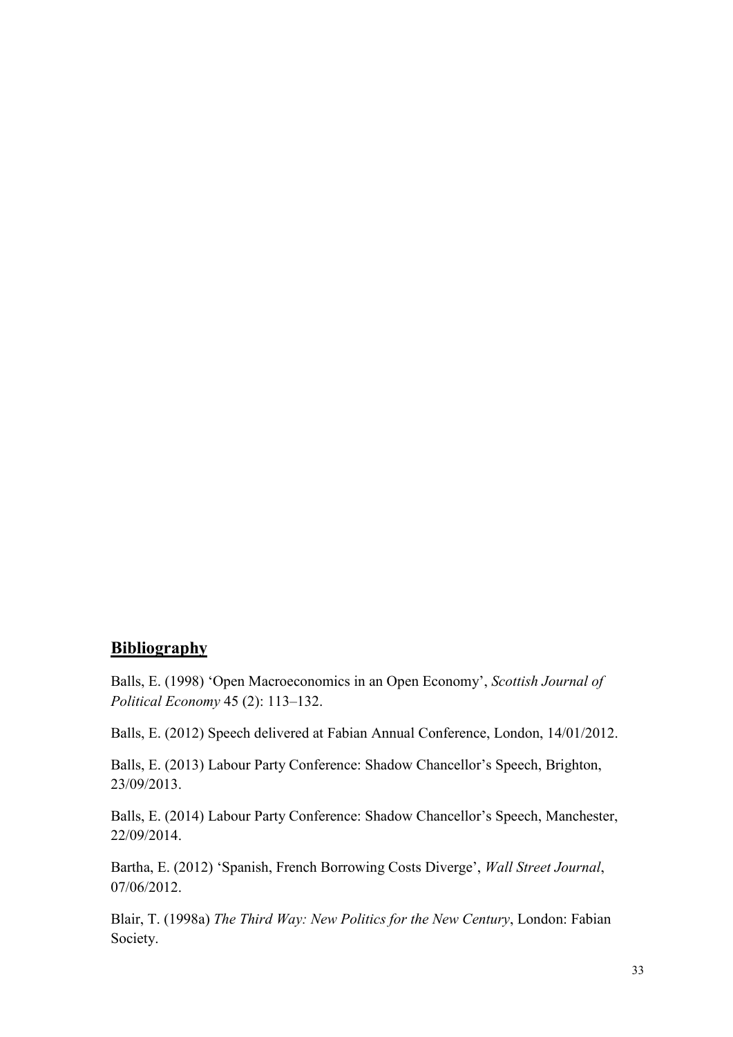## Bibliography

Balls, E. (1998) 'Open Macroeconomics in an Open Economy', *Scottish Journal of Political Economy* 45 (2): 113–132.

Balls, E. (2012) Speech delivered at Fabian Annual Conference, London, 14/01/2012.

Balls, E. (2013) Labour Party Conference: Shadow Chancellor's Speech, Brighton, 23/09/2013.

Balls, E. (2014) Labour Party Conference: Shadow Chancellor's Speech, Manchester, 22/09/2014.

Bartha, E. (2012) 'Spanish, French Borrowing Costs Diverge', *Wall Street Journal*, 07/06/2012.

Blair, T. (1998a) *The Third Way: New Politics for the New Century*, London: Fabian Society.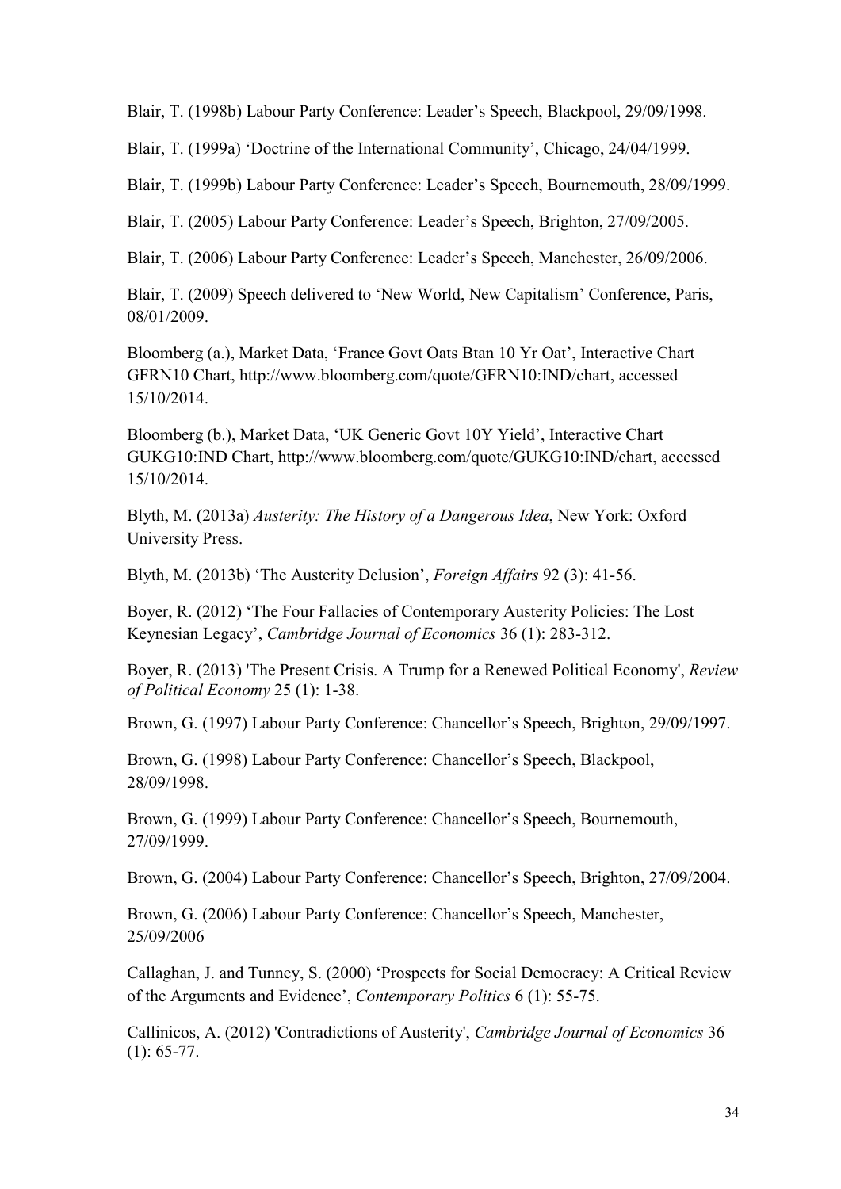Blair, T. (1998b) Labour Party Conference: Leader's Speech, Blackpool, 29/09/1998.

Blair, T. (1999a) 'Doctrine of the International Community', Chicago, 24/04/1999.

Blair, T. (1999b) Labour Party Conference: Leader's Speech, Bournemouth, 28/09/1999.

Blair, T. (2005) Labour Party Conference: Leader's Speech, Brighton, 27/09/2005.

Blair, T. (2006) Labour Party Conference: Leader's Speech, Manchester, 26/09/2006.

Blair, T. (2009) Speech delivered to 'New World, New Capitalism' Conference, Paris, 08/01/2009.

Bloomberg (a.), Market Data, 'France Govt Oats Btan 10 Yr Oat', Interactive Chart GFRN10 Chart, http://www.bloomberg.com/quote/GFRN10:IND/chart, accessed 15/10/2014.

Bloomberg (b.), Market Data, 'UK Generic Govt 10Y Yield', Interactive Chart GUKG10:IND Chart, http://www.bloomberg.com/quote/GUKG10:IND/chart, accessed 15/10/2014.

Blyth, M. (2013a) *Austerity: The History of a Dangerous Idea*, New York: Oxford University Press.

Blyth, M. (2013b) 'The Austerity Delusion', *Foreign Affairs* 92 (3): 41-56.

Boyer, R. (2012) 'The Four Fallacies of Contemporary Austerity Policies: The Lost Keynesian Legacy', *Cambridge Journal of Economics* 36 (1): 283-312.

Boyer, R. (2013) 'The Present Crisis. A Trump for a Renewed Political Economy', *Review of Political Economy* 25 (1): 1-38.

Brown, G. (1997) Labour Party Conference: Chancellor's Speech, Brighton, 29/09/1997.

Brown, G. (1998) Labour Party Conference: Chancellor's Speech, Blackpool, 28/09/1998.

Brown, G. (1999) Labour Party Conference: Chancellor's Speech, Bournemouth, 27/09/1999.

Brown, G. (2004) Labour Party Conference: Chancellor's Speech, Brighton, 27/09/2004.

Brown, G. (2006) Labour Party Conference: Chancellor's Speech, Manchester, 25/09/2006

Callaghan, J. and Tunney, S. (2000) 'Prospects for Social Democracy: A Critical Review of the Arguments and Evidence', *Contemporary Politics* 6 (1): 55-75.

Callinicos, A. (2012) 'Contradictions of Austerity', *Cambridge Journal of Economics* 36 (1): 65-77.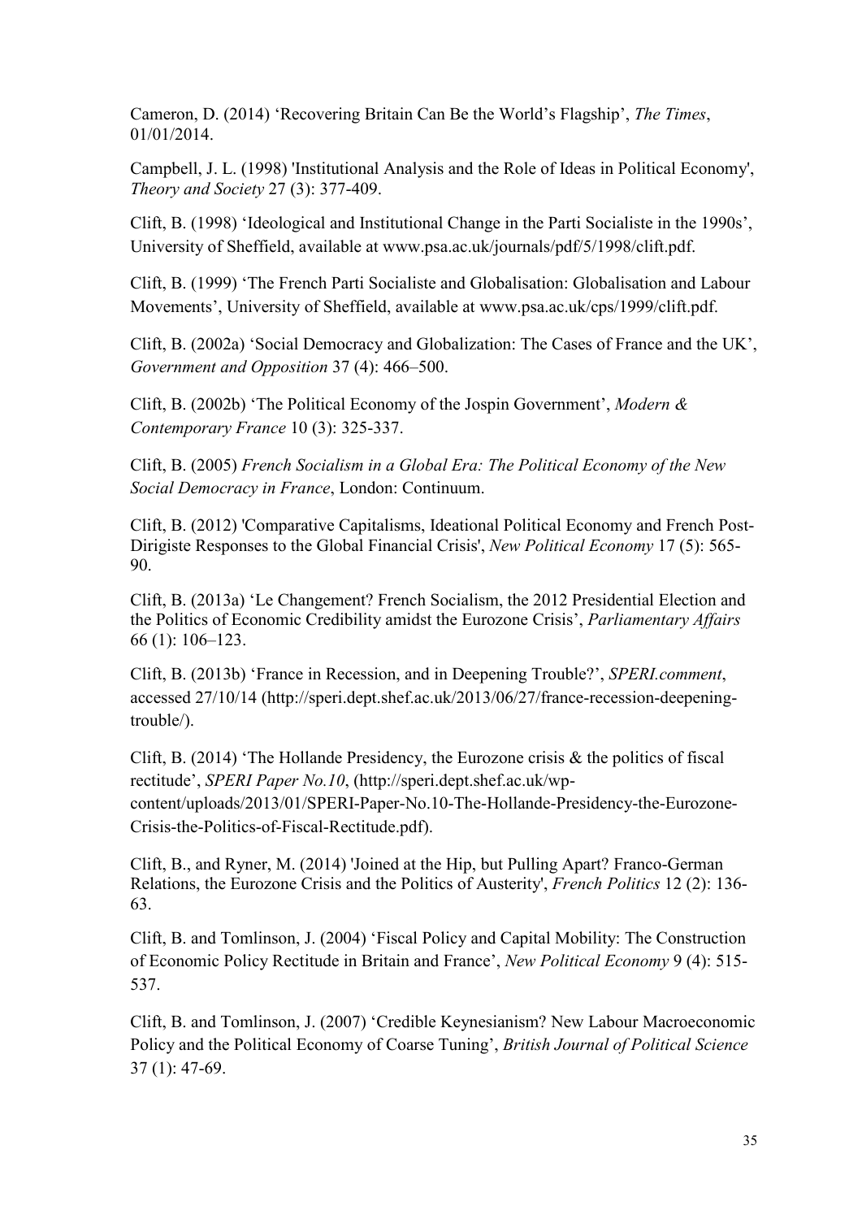Cameron, D. (2014) 'Recovering Britain Can Be the World's Flagship', *The Times*, 01/01/2014.

Campbell, J. L. (1998) 'Institutional Analysis and the Role of Ideas in Political Economy', *Theory and Society* 27 (3): 377-409.

Clift, B. (1998) 'Ideological and Institutional Change in the Parti Socialiste in the 1990s', University of Sheffield, available at www.psa.ac.uk/journals/pdf/5/1998/clift.pdf.

Clift, B. (1999) 'The French Parti Socialiste and Globalisation: Globalisation and Labour Movements', University of Sheffield, available at www.psa.ac.uk/cps/1999/clift.pdf.

Clift, B. (2002a) 'Social Democracy and Globalization: The Cases of France and the UK', *Government and Opposition* 37 (4): 466–500.

Clift, B. (2002b) 'The Political Economy of the Jospin Government', *Modern & Contemporary France* 10 (3): 325-337.

Clift, B. (2005) *French Socialism in a Global Era: The Political Economy of the New Social Democracy in France*, London: Continuum.

Clift, B. (2012) 'Comparative Capitalisms, Ideational Political Economy and French Post-Dirigiste Responses to the Global Financial Crisis', *New Political Economy* 17 (5): 565-90.

Clift, B. (2013a) 'Le Changement? French Socialism, the 2012 Presidential Election and the Politics of Economic Credibility amidst the Eurozone Crisis', *Parliamentary Affairs* 66 (1): 106–123.

Clift, B. (2013b) 'France in Recession, and in Deepening Trouble?', *SPERI.comment*, accessed 27/10/14 (http://speri.dept.shef.ac.uk/2013/06/27/france-recession-deepening-trouble/).

Clift, B. (2014) 'The Hollande Presidency, the Eurozone crisis & the politics of fiscal rectitude', *SPERI Paper No.10*, (http://speri.dept.shef.ac.uk/wp-content/uploads/2013/01/SPERI-Paper-No.10-The-Hollande-Presidency-the-Eurozone-Crisis-the-Politics-of-Fiscal-Rectitude.pdf).

Clift, B., and Ryner, M. (2014) 'Joined at the Hip, but Pulling Apart? Franco-German Relations, the Eurozone Crisis and the Politics of Austerity', *French Politics* 12 (2): 136-63.

Clift, B. and Tomlinson, J. (2004) 'Fiscal Policy and Capital Mobility: The Construction of Economic Policy Rectitude in Britain and France', *New Political Economy* 9 (4): 515-537.

Clift, B. and Tomlinson, J. (2007) 'Credible Keynesianism? New Labour Macroeconomic Policy and the Political Economy of Coarse Tuning', *British Journal of Political Science* 37 (1): 47-69.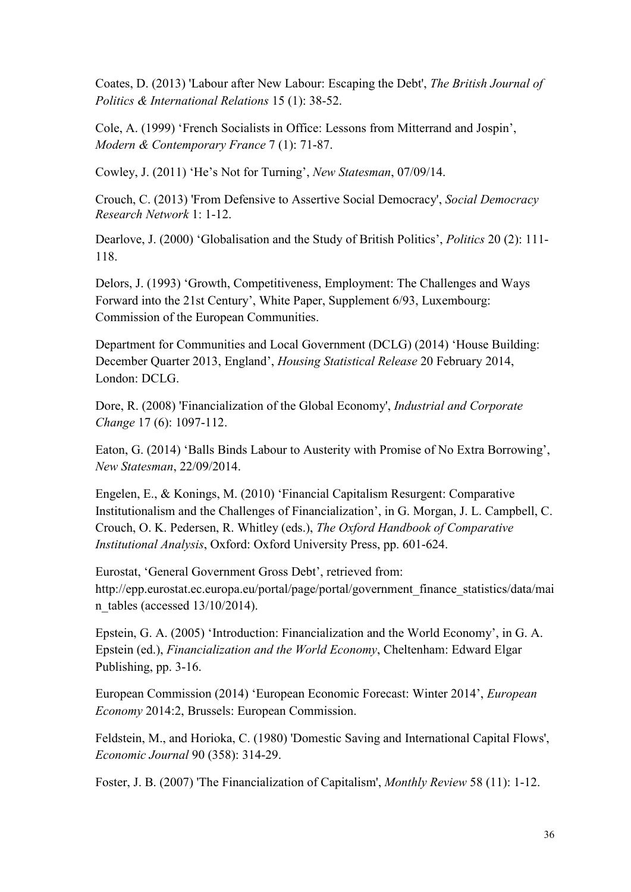Coates, D. (2013) 'Labour after New Labour: Escaping the Debt', *The British Journal of Politics & International Relations* 15 (1): 38-52.

Cole, A. (1999) 'French Socialists in Office: Lessons from Mitterrand and Jospin', *Modern & Contemporary France* 7 (1): 71-87.

Cowley, J. (2011) 'He's Not for Turning', *New Statesman*, 07/09/14.

Crouch, C. (2013) 'From Defensive to Assertive Social Democracy', *Social Democracy Research Network* 1: 1-12.

Dearlove, J. (2000) 'Globalisation and the Study of British Politics', *Politics* 20 (2): 111-118.

Delors, J. (1993) 'Growth, Competitiveness, Employment: The Challenges and Ways Forward into the 21st Century', White Paper, Supplement 6/93, Luxembourg: Commission of the European Communities.

Department for Communities and Local Government (DCLG) (2014) 'House Building: December Quarter 2013, England', *Housing Statistical Release* 20 February 2014, London: DCLG.

Dore, R. (2008) 'Financialization of the Global Economy', *Industrial and Corporate Change* 17 (6): 1097-112.

Eaton, G. (2014) 'Balls Binds Labour to Austerity with Promise of No Extra Borrowing', *New Statesman*, 22/09/2014.

Engelen, E., & Konings, M. (2010) 'Financial Capitalism Resurgent: Comparative Institutionalism and the Challenges of Financialization', in G. Morgan, J. L. Campbell, C. Crouch, O. K. Pedersen, R. Whitley (eds.), *The Oxford Handbook of Comparative Institutional Analysis*, Oxford: Oxford University Press, pp. 601-624.

Eurostat, 'General Government Gross Debt', retrieved from: http://epp.eurostat.ec.europa.eu/portal/page/portal/government_finance_statistics/data/main_tables (accessed 13/10/2014).

Epstein, G. A. (2005) 'Introduction: Financialization and the World Economy', in G. A. Epstein (ed.), *Financialization and the World Economy*, Cheltenham: Edward Elgar Publishing, pp. 3-16.

European Commission (2014) 'European Economic Forecast: Winter 2014', *European Economy* 2014:2, Brussels: European Commission.

Feldstein, M., and Horioka, C. (1980) 'Domestic Saving and International Capital Flows', *Economic Journal* 90 (358): 314-29.

Foster, J. B. (2007) 'The Financialization of Capitalism', *Monthly Review* 58 (11): 1-12.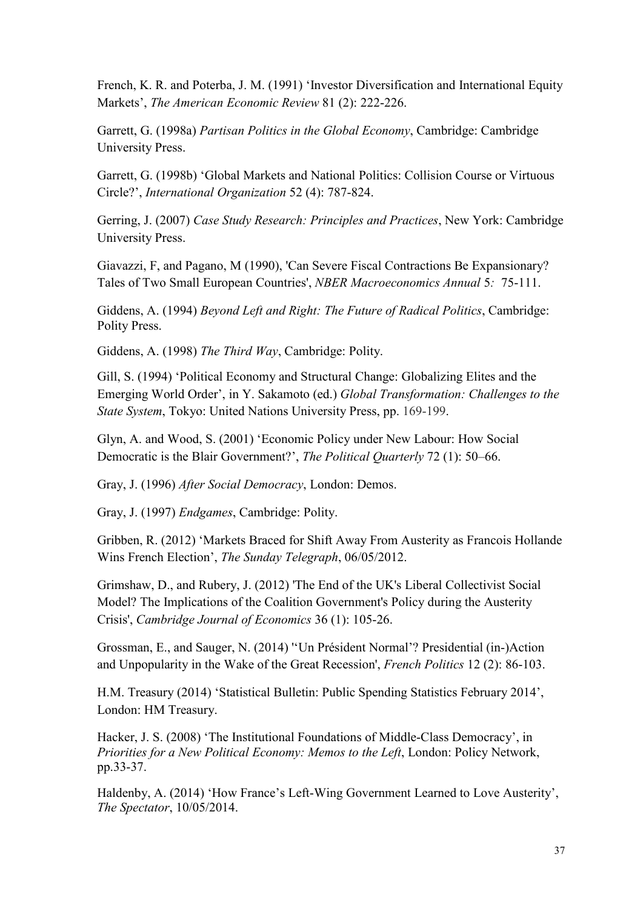French, K. R. and Poterba, J. M. (1991) 'Investor Diversification and International Equity Markets', *The American Economic Review* 81 (2): 222-226.

Garrett, G. (1998a) *Partisan Politics in the Global Economy*, Cambridge: Cambridge University Press.

Garrett, G. (1998b) 'Global Markets and National Politics: Collision Course or Virtuous Circle?', *International Organization* 52 (4): 787-824.

Gerring, J. (2007) *Case Study Research: Principles and Practices*, New York: Cambridge University Press.

Giavazzi, F, and Pagano, M (1990), 'Can Severe Fiscal Contractions Be Expansionary? Tales of Two Small European Countries', *NBER Macroeconomics Annual* 5*:* 75-111.

Giddens, A. (1994) *Beyond Left and Right: The Future of Radical Politics*, Cambridge: Polity Press.

Giddens, A. (1998) *The Third Way*, Cambridge: Polity.

Gill, S. (1994) 'Political Economy and Structural Change: Globalizing Elites and the Emerging World Order', in Y. Sakamoto (ed.) *Global Transformation: Challenges to the State System*, Tokyo: United Nations University Press, pp. 169-199.

Glyn, A. and Wood, S. (2001) 'Economic Policy under New Labour: How Social Democratic is the Blair Government?', *The Political Quarterly* 72 (1): 50–66.

Gray, J. (1996) *After Social Democracy*, London: Demos.

Gray, J. (1997) *Endgames*, Cambridge: Polity.

Gribben, R. (2012) 'Markets Braced for Shift Away From Austerity as Francois Hollande Wins French Election', *The Sunday Telegraph*, 06/05/2012.

Grimshaw, D., and Rubery, J. (2012) 'The End of the UK's Liberal Collectivist Social Model? The Implications of the Coalition Government's Policy during the Austerity Crisis', *Cambridge Journal of Economics* 36 (1): 105-26.

Grossman, E., and Sauger, N. (2014) ''Un Président Normal'? Presidential (in-)Action and Unpopularity in the Wake of the Great Recession', *French Politics* 12 (2): 86-103.

H.M. Treasury (2014) 'Statistical Bulletin: Public Spending Statistics February 2014', London: HM Treasury.

Hacker, J. S. (2008) 'The Institutional Foundations of Middle-Class Democracy', in *Priorities for a New Political Economy: Memos to the Left*, London: Policy Network, pp.33-37.

Haldenby, A. (2014) 'How France's Left-Wing Government Learned to Love Austerity', *The Spectator*, 10/05/2014.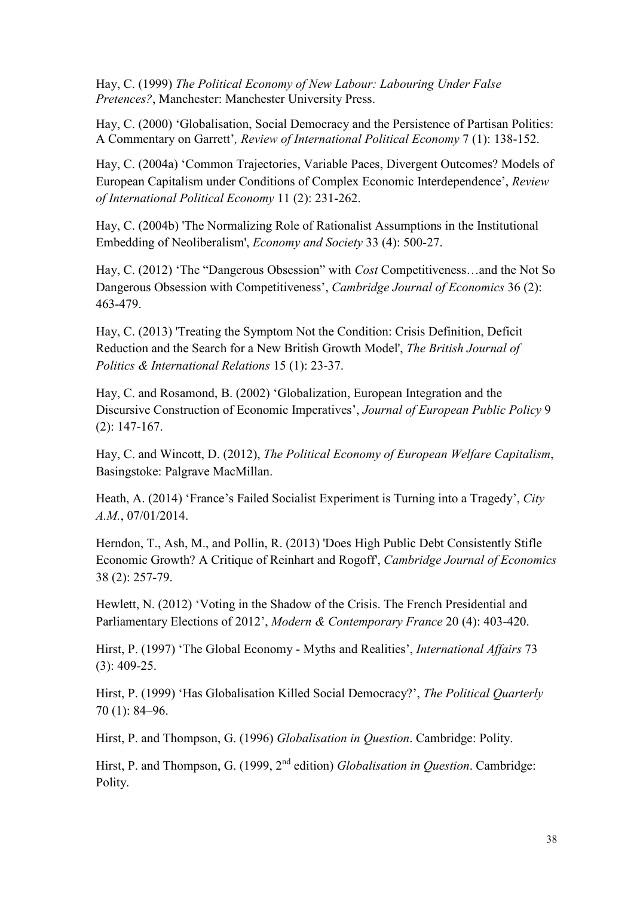Hay, C. (1999) *The Political Economy of New Labour: Labouring Under False Pretences?*, Manchester: Manchester University Press.

Hay, C. (2000) 'Globalisation, Social Democracy and the Persistence of Partisan Politics: A Commentary on Garrett'*, Review of International Political Economy* 7 (1): 138-152.

Hay, C. (2004a) 'Common Trajectories, Variable Paces, Divergent Outcomes? Models of European Capitalism under Conditions of Complex Economic Interdependence', *Review of International Political Economy* 11 (2): 231-262.

Hay, C. (2004b) 'The Normalizing Role of Rationalist Assumptions in the Institutional Embedding of Neoliberalism', *Economy and Society* 33 (4): 500-27.

Hay, C. (2012) 'The "Dangerous Obsession" with *Cost* Competitiveness…and the Not So Dangerous Obsession with Competitiveness', *Cambridge Journal of Economics* 36 (2): 463-479.

Hay, C. (2013) 'Treating the Symptom Not the Condition: Crisis Definition, Deficit Reduction and the Search for a New British Growth Model', *The British Journal of Politics & International Relations* 15 (1): 23-37.

Hay, C. and Rosamond, B. (2002) 'Globalization, European Integration and the Discursive Construction of Economic Imperatives', *Journal of European Public Policy* 9 (2): 147-167.

Hay, C. and Wincott, D. (2012), *The Political Economy of European Welfare Capitalism*, Basingstoke: Palgrave MacMillan.

Heath, A. (2014) 'France's Failed Socialist Experiment is Turning into a Tragedy', *City A.M.*, 07/01/2014.

Herndon, T., Ash, M., and Pollin, R. (2013) 'Does High Public Debt Consistently Stifle Economic Growth? A Critique of Reinhart and Rogoff', *Cambridge Journal of Economics* 38 (2): 257-79.

Hewlett, N. (2012) 'Voting in the Shadow of the Crisis. The French Presidential and Parliamentary Elections of 2012', *Modern & Contemporary France* 20 (4): 403-420.

Hirst, P. (1997) 'The Global Economy - Myths and Realities', *International Affairs* 73 (3): 409-25.

Hirst, P. (1999) 'Has Globalisation Killed Social Democracy?', *The Political Quarterly* 70 (1): 84–96.

Hirst, P. and Thompson, G. (1996) *Globalisation in Question*. Cambridge: Polity.

Hirst, P. and Thompson, G. (1999, 2nd edition) *Globalisation in Question*. Cambridge: Polity.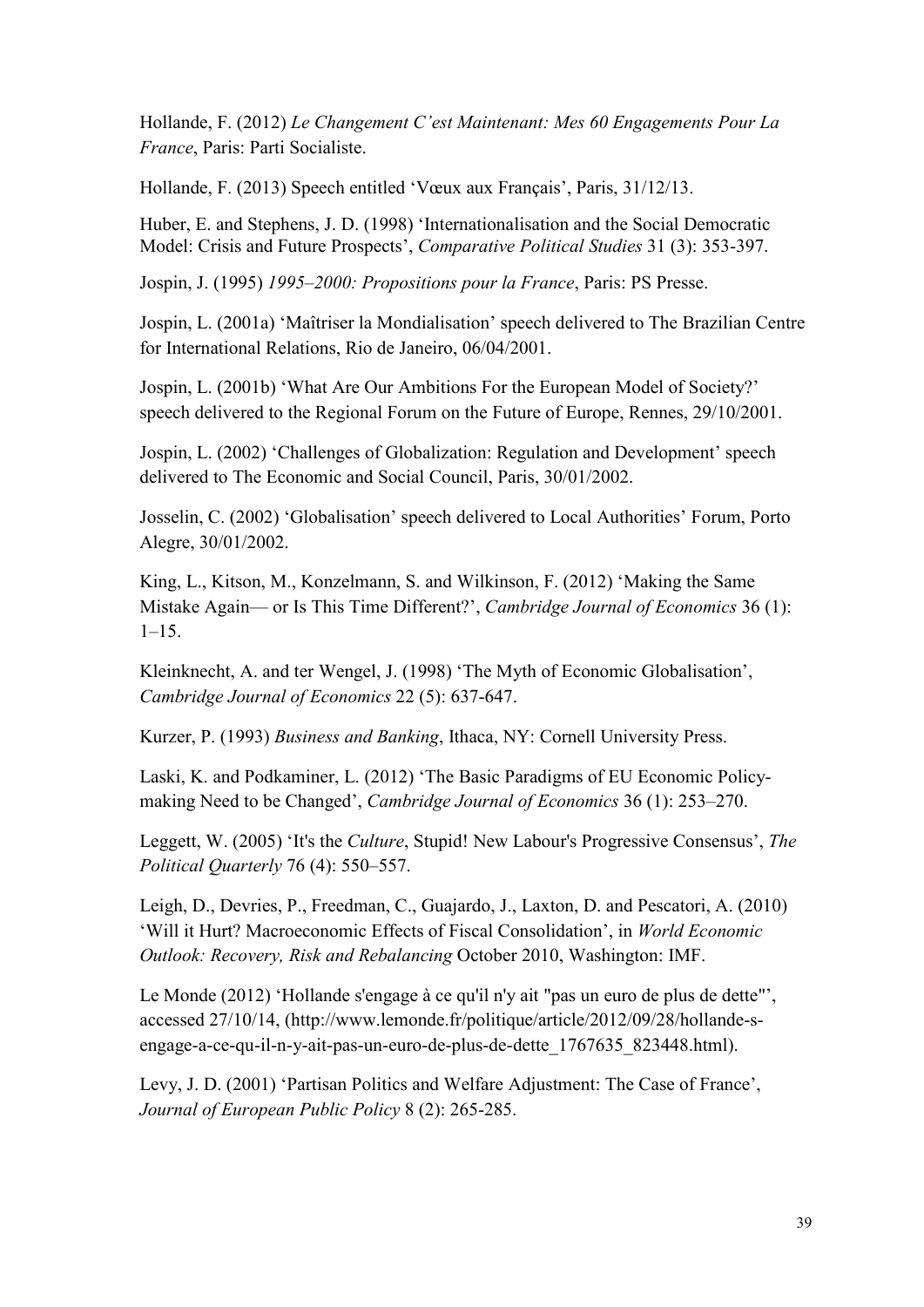Hollande, F. (2012) *Le Changement C'est Maintenant: Mes 60 Engagements Pour La France*, Paris: Parti Socialiste.

Hollande, F. (2013) Speech entitled 'Vœux aux Français', Paris, 31/12/13.

Huber, E. and Stephens, J. D. (1998) 'Internationalisation and the Social Democratic Model: Crisis and Future Prospects', *Comparative Political Studies* 31 (3): 353-397.

Jospin, J. (1995) *1995–2000: Propositions pour la France*, Paris: PS Presse.

Jospin, L. (2001a) 'Maîtriser la Mondialisation' speech delivered to The Brazilian Centre for International Relations, Rio de Janeiro, 06/04/2001.

Jospin, L. (2001b) 'What Are Our Ambitions For the European Model of Society?' speech delivered to the Regional Forum on the Future of Europe, Rennes, 29/10/2001.

Jospin, L. (2002) 'Challenges of Globalization: Regulation and Development' speech delivered to The Economic and Social Council, Paris, 30/01/2002.

Josselin, C. (2002) 'Globalisation' speech delivered to Local Authorities' Forum, Porto Alegre, 30/01/2002.

King, L., Kitson, M., Konzelmann, S. and Wilkinson, F. (2012) 'Making the Same Mistake Again— or Is This Time Different?', *Cambridge Journal of Economics* 36 (1): 1–15.

Kleinknecht, A. and ter Wengel, J. (1998) 'The Myth of Economic Globalisation', *Cambridge Journal of Economics* 22 (5): 637-647.

Kurzer, P. (1993) *Business and Banking*, Ithaca, NY: Cornell University Press.

Laski, K. and Podkaminer, L. (2012) 'The Basic Paradigms of EU Economic Policy-making Need to be Changed', *Cambridge Journal of Economics* 36 (1): 253–270.

Leggett, W. (2005) 'It's the *Culture*, Stupid! New Labour's Progressive Consensus', *The Political Quarterly* 76 (4): 550–557.

Leigh, D., Devries, P., Freedman, C., Guajardo, J., Laxton, D. and Pescatori, A. (2010) 'Will it Hurt? Macroeconomic Effects of Fiscal Consolidation', in *World Economic Outlook: Recovery, Risk and Rebalancing* October 2010, Washington: IMF.

Le Monde (2012) 'Hollande s'engage à ce qu'il n'y ait "pas un euro de plus de dette"', accessed 27/10/14, (http://www.lemonde.fr/politique/article/2012/09/28/hollande-s-engage-a-ce-qu-il-n-y-ait-pas-un-euro-de-plus-de-dette_1767635_823448.html).

Levy, J. D. (2001) 'Partisan Politics and Welfare Adjustment: The Case of France', *Journal of European Public Policy* 8 (2): 265-285.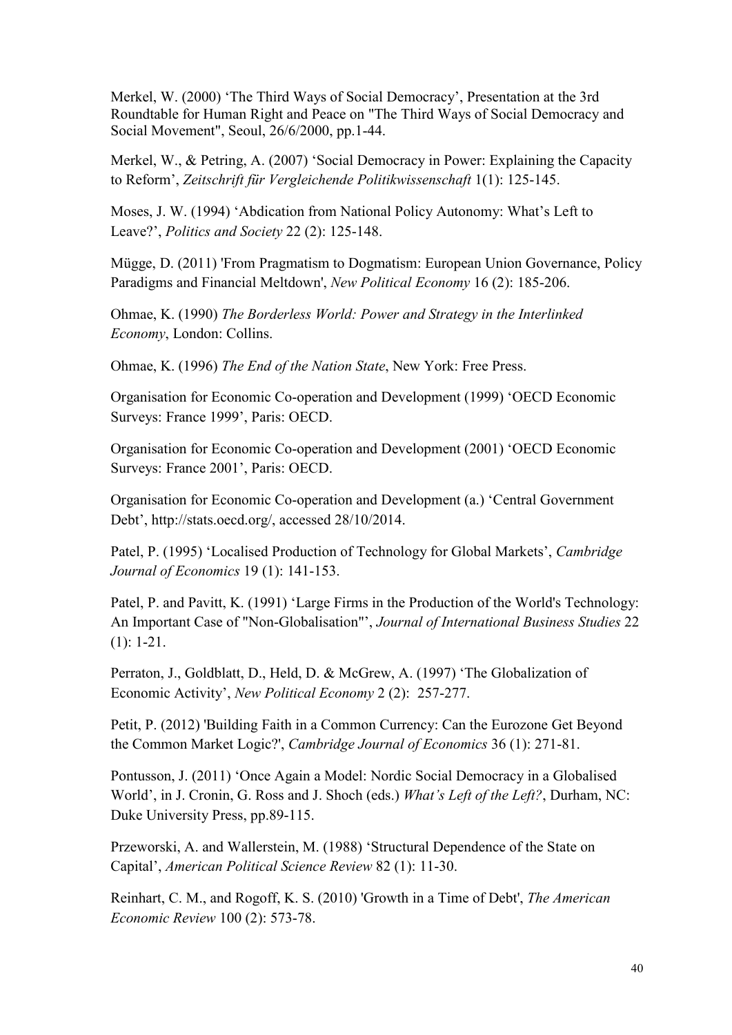Merkel, W. (2000) 'The Third Ways of Social Democracy', Presentation at the 3rd Roundtable for Human Right and Peace on "The Third Ways of Social Democracy and Social Movement", Seoul, 26/6/2000, pp.1-44.

Merkel, W., & Petring, A. (2007) 'Social Democracy in Power: Explaining the Capacity to Reform', *Zeitschrift für Vergleichende Politikwissenschaft* 1(1): 125-145.

Moses, J. W. (1994) 'Abdication from National Policy Autonomy: What's Left to Leave?', *Politics and Society* 22 (2): 125-148.

Mügge, D. (2011) 'From Pragmatism to Dogmatism: European Union Governance, Policy Paradigms and Financial Meltdown', *New Political Economy* 16 (2): 185-206.

Ohmae, K. (1990) *The Borderless World: Power and Strategy in the Interlinked Economy*, London: Collins.

Ohmae, K. (1996) *The End of the Nation State*, New York: Free Press.

Organisation for Economic Co-operation and Development (1999) 'OECD Economic Surveys: France 1999', Paris: OECD.

Organisation for Economic Co-operation and Development (2001) 'OECD Economic Surveys: France 2001', Paris: OECD.

Organisation for Economic Co-operation and Development (a.) 'Central Government Debt', http://stats.oecd.org/, accessed 28/10/2014.

Patel, P. (1995) 'Localised Production of Technology for Global Markets', *Cambridge Journal of Economics* 19 (1): 141-153.

Patel, P. and Pavitt, K. (1991) 'Large Firms in the Production of the World's Technology: An Important Case of "Non-Globalisation"', *Journal of International Business Studies* 22 (1): 1-21.

Perraton, J., Goldblatt, D., Held, D. & McGrew, A. (1997) 'The Globalization of Economic Activity', *New Political Economy* 2 (2): 257-277.

Petit, P. (2012) 'Building Faith in a Common Currency: Can the Eurozone Get Beyond the Common Market Logic?', *Cambridge Journal of Economics* 36 (1): 271-81.

Pontusson, J. (2011) 'Once Again a Model: Nordic Social Democracy in a Globalised World', in J. Cronin, G. Ross and J. Shoch (eds.) *What's Left of the Left?*, Durham, NC: Duke University Press, pp.89-115.

Przeworski, A. and Wallerstein, M. (1988) 'Structural Dependence of the State on Capital', *American Political Science Review* 82 (1): 11-30.

Reinhart, C. M., and Rogoff, K. S. (2010) 'Growth in a Time of Debt', *The American Economic Review* 100 (2): 573-78.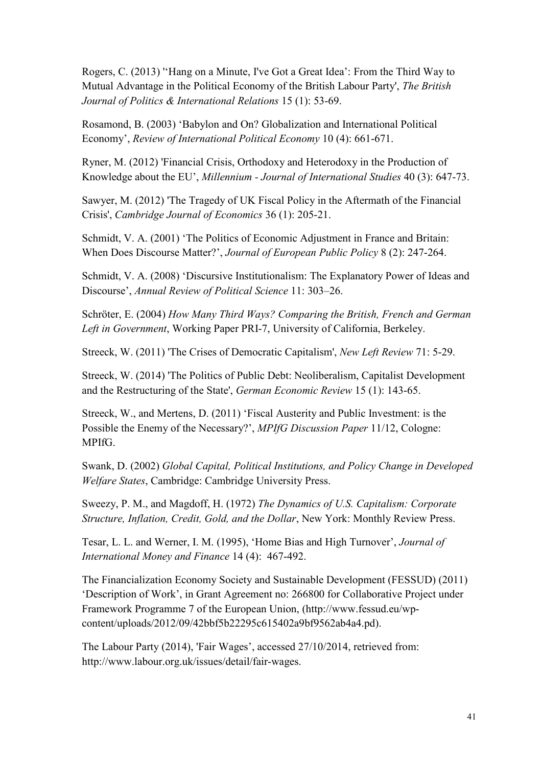Rogers, C. (2013) ''Hang on a Minute, I've Got a Great Idea': From the Third Way to Mutual Advantage in the Political Economy of the British Labour Party', *The British Journal of Politics & International Relations* 15 (1): 53-69.

Rosamond, B. (2003) 'Babylon and On? Globalization and International Political Economy', *Review of International Political Economy* 10 (4): 661-671.

Ryner, M. (2012) 'Financial Crisis, Orthodoxy and Heterodoxy in the Production of Knowledge about the EU', *Millennium - Journal of International Studies* 40 (3): 647-73.

Sawyer, M. (2012) 'The Tragedy of UK Fiscal Policy in the Aftermath of the Financial Crisis', *Cambridge Journal of Economics* 36 (1): 205-21.

Schmidt, V. A. (2001) 'The Politics of Economic Adjustment in France and Britain: When Does Discourse Matter?', *Journal of European Public Policy* 8 (2): 247-264.

Schmidt, V. A. (2008) 'Discursive Institutionalism: The Explanatory Power of Ideas and Discourse', *Annual Review of Political Science* 11: 303–26.

Schröter, E. (2004) *How Many Third Ways? Comparing the British, French and German Left in Government*, Working Paper PRI-7, University of California, Berkeley.

Streeck, W. (2011) 'The Crises of Democratic Capitalism', *New Left Review* 71: 5-29.

Streeck, W. (2014) 'The Politics of Public Debt: Neoliberalism, Capitalist Development and the Restructuring of the State', *German Economic Review* 15 (1): 143-65.

Streeck, W., and Mertens, D. (2011) 'Fiscal Austerity and Public Investment: is the Possible the Enemy of the Necessary?', *MPIfG Discussion Paper* 11/12, Cologne: MPIfG.

Swank, D. (2002) *Global Capital, Political Institutions, and Policy Change in Developed Welfare States*, Cambridge: Cambridge University Press.

Sweezy, P. M., and Magdoff, H. (1972) *The Dynamics of U.S. Capitalism: Corporate Structure, Inflation, Credit, Gold, and the Dollar*, New York: Monthly Review Press.

Tesar, L. L. and Werner, I. M. (1995), 'Home Bias and High Turnover', *Journal of International Money and Finance* 14 (4): 467-492.

The Financialization Economy Society and Sustainable Development (FESSUD) (2011) 'Description of Work', in Grant Agreement no: 266800 for Collaborative Project under Framework Programme 7 of the European Union, (http://www.fessud.eu/wp-content/uploads/2012/09/42bbf5b22295c615402a9bf9562ab4a4.pd).

The Labour Party (2014), 'Fair Wages', accessed 27/10/2014, retrieved from: http://www.labour.org.uk/issues/detail/fair-wages.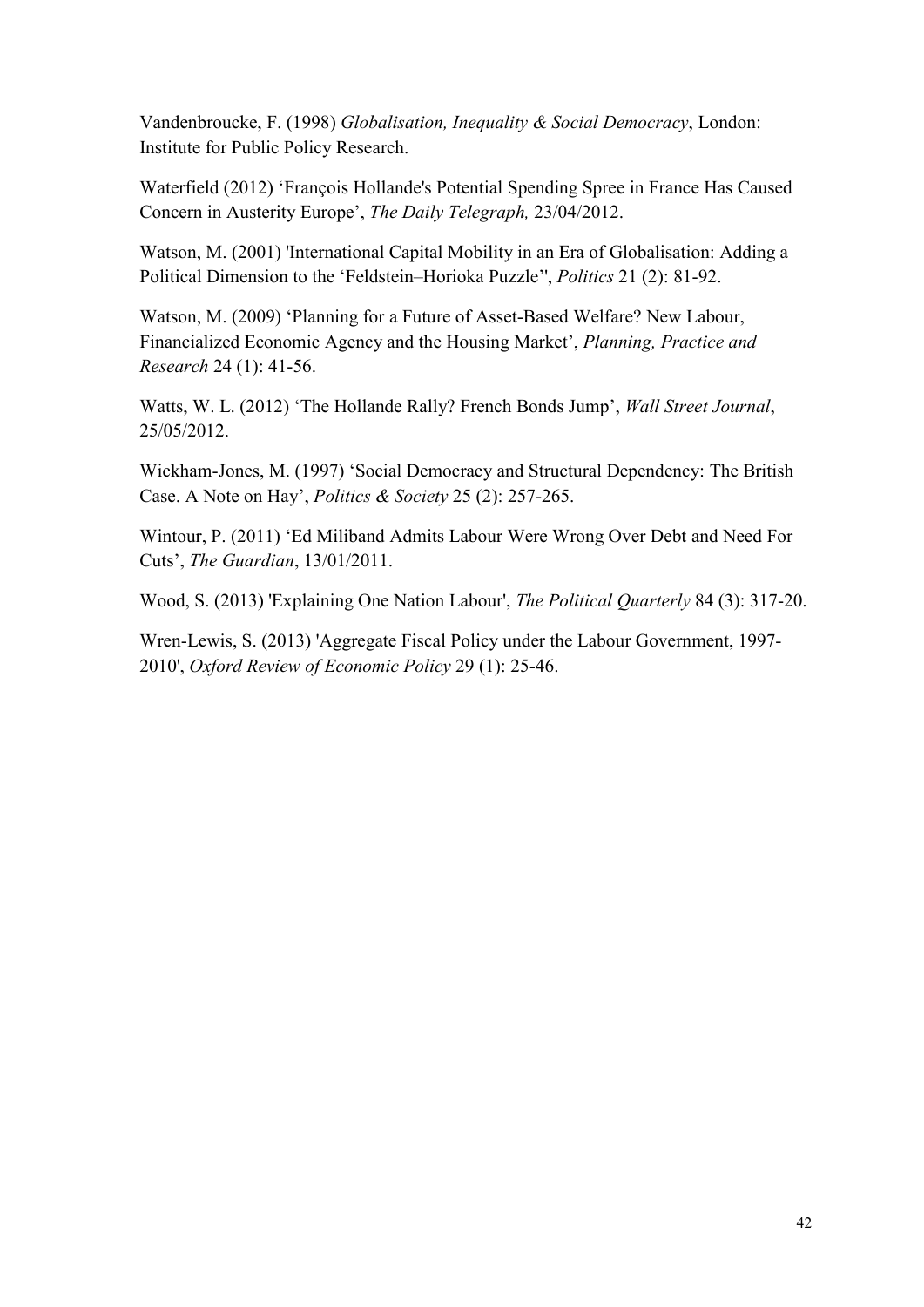Vandenbroucke, F. (1998) *Globalisation, Inequality & Social Democracy*, London: Institute for Public Policy Research.

Waterfield (2012) 'François Hollande's Potential Spending Spree in France Has Caused Concern in Austerity Europe', *The Daily Telegraph,* 23/04/2012.

Watson, M. (2001) 'International Capital Mobility in an Era of Globalisation: Adding a Political Dimension to the 'Feldstein–Horioka Puzzle'', *Politics* 21 (2): 81-92.

Watson, M. (2009) 'Planning for a Future of Asset-Based Welfare? New Labour, Financialized Economic Agency and the Housing Market', *Planning, Practice and Research* 24 (1): 41-56.

Watts, W. L. (2012) 'The Hollande Rally? French Bonds Jump', *Wall Street Journal*, 25/05/2012.

Wickham-Jones, M. (1997) 'Social Democracy and Structural Dependency: The British Case. A Note on Hay', *Politics & Society* 25 (2): 257-265.

Wintour, P. (2011) 'Ed Miliband Admits Labour Were Wrong Over Debt and Need For Cuts', *The Guardian*, 13/01/2011.

Wood, S. (2013) 'Explaining One Nation Labour', *The Political Quarterly* 84 (3): 317-20.

Wren-Lewis, S. (2013) 'Aggregate Fiscal Policy under the Labour Government, 1997-2010', *Oxford Review of Economic Policy* 29 (1): 25-46.